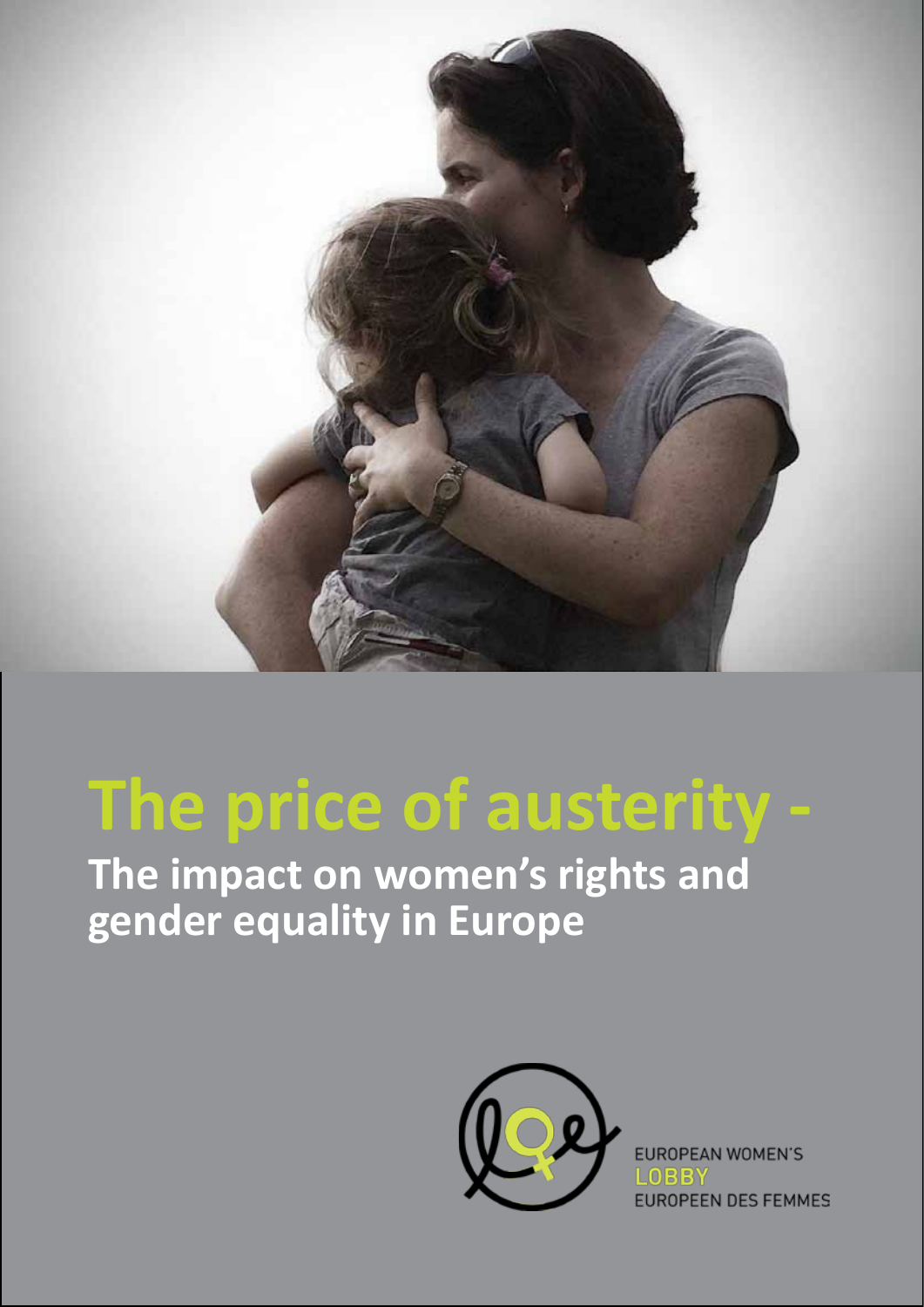# The price of austerity -

## The impact on women's rights and gender equality in Europe

EUROPEAN WOMEN'S
LOBBY
EUROPEEN DES FEMMES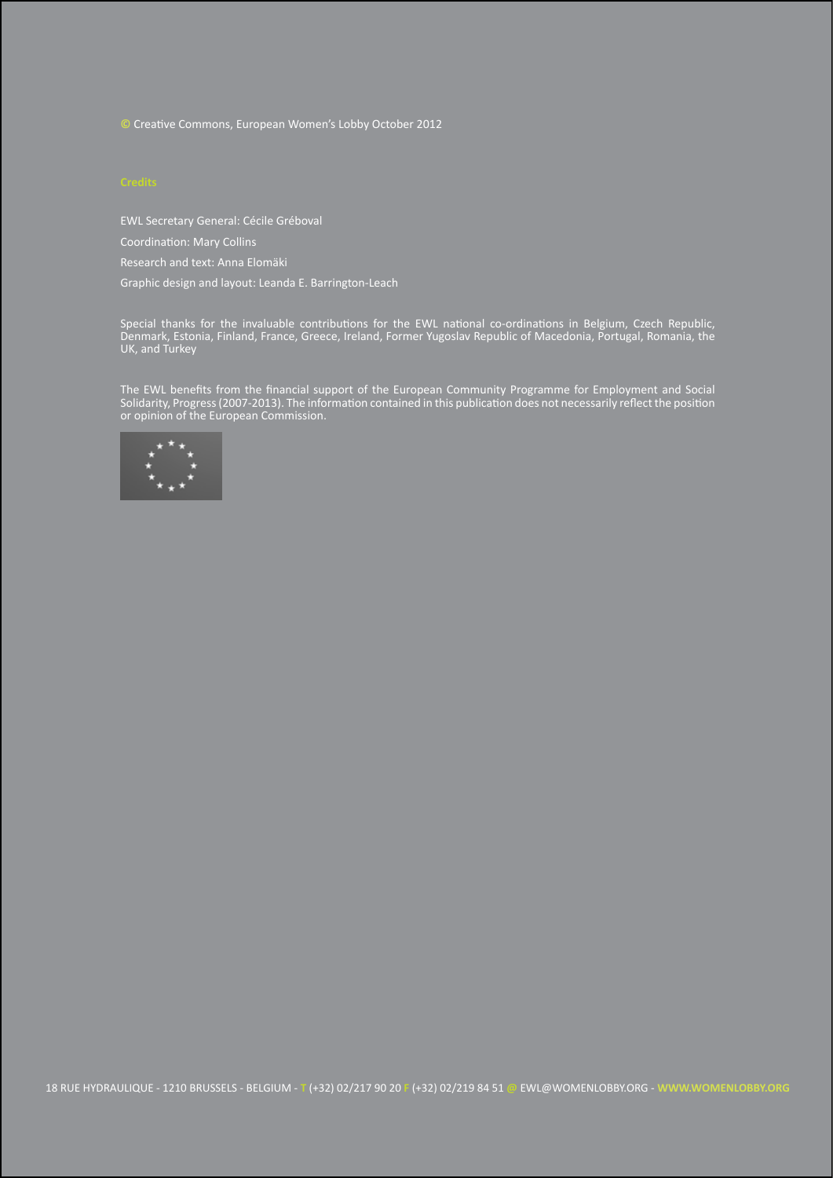© Creative Commons, European Women's Lobby October 2012

## Credits

EWL Secretary General: Cécile Gréboval

Coordination: Mary Collins

Research and text: Anna Elomäki

Graphic design and layout: Leanda E. Barrington-Leach

Special thanks for the invaluable contributions for the EWL national co-ordinations in Belgium, Czech Republic, Denmark, Estonia, Finland, France, Greece, Ireland, Former Yugoslav Republic of Macedonia, Portugal, Romania, the UK, and Turkey

The EWL benefits from the financial support of the European Community Programme for Employment and Social Solidarity, Progress (2007-2013). The information contained in this publication does not necessarily reflect the position or opinion of the European Commission.

18 RUE HYDRAULIQUE - 1210 BRUSSELS - BELGIUM - T (+32) 02/217 90 20 F (+32) 02/219 84 51 @ EWL@WOMENLOBBY.ORG - WWW.WOMENLOBBY.ORG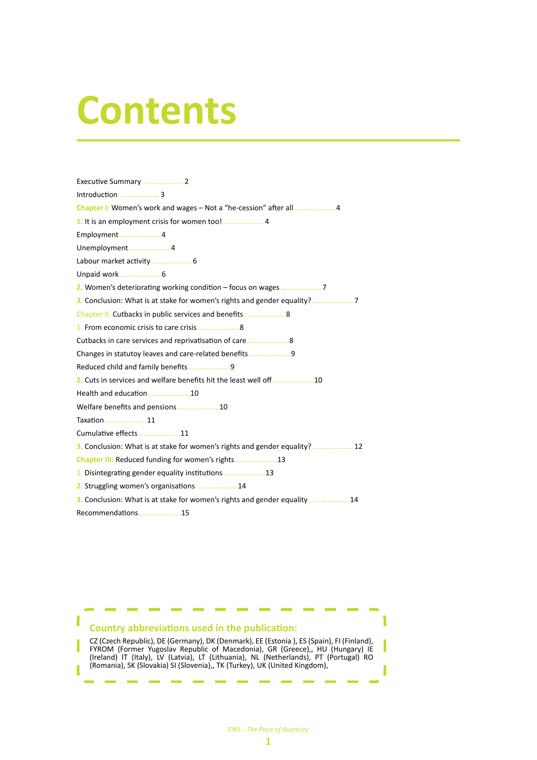# Contents

Executive Summary.....................2

Introduction.....................3

**Chapter I:** Women's work and wages – Not a "he-cession" after all.....................4

**1.** It is an employment crisis for women too!.....................4

Employment.....................4

Unemployment.....................4

Labour market activity.....................6

Unpaid work.....................6

**2.** Women's deteriorating working condition – focus on wages.....................7

**3.** Conclusion: What is at stake for women's rights and gender equality?.....................7

Chapter II: Cutbacks in public services and benefits.....................8

1. From economic crisis to care crisis.....................8

Cutbacks in care services and reprivatisation of care.....................8

Changes in statutoy leaves and care-related benefits.....................9

Reduced child and family benefits.....................9

**2.** Cuts in services and welfare benefits hit the least well off.....................10

Health and education.....................10

Welfare benefits and pensions.....................10

Taxation.....................11

Cumulative effects.....................11

**3.** Conclusion: What is at stake for women's rights and gender equality?.....................12

**Chapter III:** Reduced funding for women's rights.....................13

1. Disintegrating gender equality institutions.....................13

**2.** Struggling women's organisations.....................14

**3.** Conclusion: What is at stake for women's rights and gender equality.....................14

Recommendations.....................15

**Country abbreviations used in the publication:**

CZ (Czech Republic), DE (Germany), DK (Denmark), EE (Estonia ), ES (Spain), FI (Finland), FYROM (Former Yugoslav Republic of Macedonia), GR (Greece),, HU (Hungary) IE (Ireland) IT (Italy), LV (Latvia), LT (Lithuania), NL (Netherlands), PT (Portugal) RO (Romania), SK (Slovakia) SI (Slovenia),, TK (Turkey), UK (United Kingdom),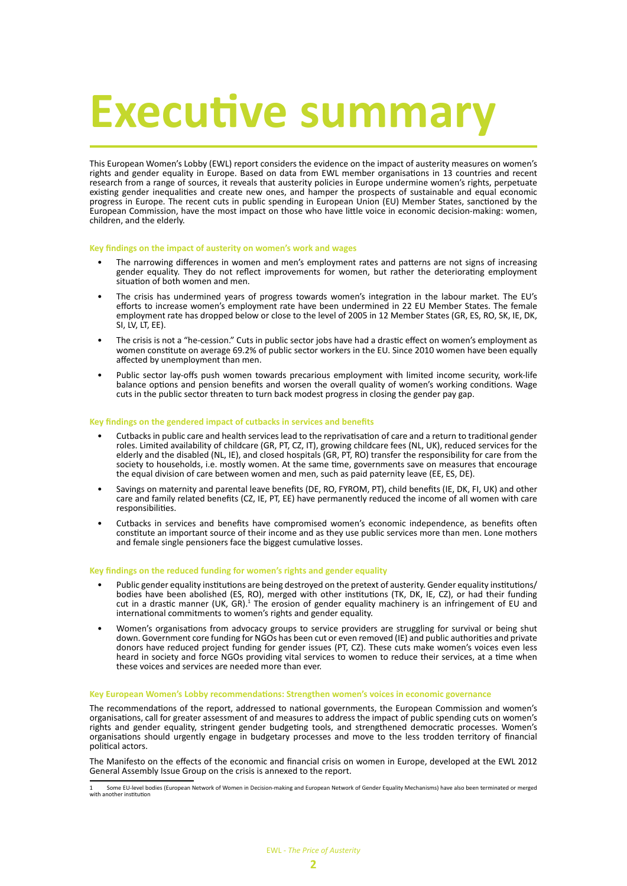# Executive summary

This European Women's Lobby (EWL) report considers the evidence on the impact of austerity measures on women's rights and gender equality in Europe. Based on data from EWL member organisations in 13 countries and recent research from a range of sources, it reveals that austerity policies in Europe undermine women's rights, perpetuate existing gender inequalities and create new ones, and hamper the prospects of sustainable and equal economic progress in Europe. The recent cuts in public spending in European Union (EU) Member States, sanctioned by the European Commission, have the most impact on those who have little voice in economic decision-making: women, children, and the elderly.

#### Key findings on the impact of austerity on women's work and wages

- The narrowing differences in women and men's employment rates and patterns are not signs of increasing gender equality. They do not reflect improvements for women, but rather the deteriorating employment situation of both women and men.
- The crisis has undermined years of progress towards women's integration in the labour market. The EU's efforts to increase women's employment rate have been undermined in 22 EU Member States. The female employment rate has dropped below or close to the level of 2005 in 12 Member States (GR, ES, RO, SK, IE, DK, SI, LV, LT, EE).
- The crisis is not a "he-cession." Cuts in public sector jobs have had a drastic effect on women's employment as women constitute on average 69.2% of public sector workers in the EU. Since 2010 women have been equally affected by unemployment than men.
- Public sector lay-offs push women towards precarious employment with limited income security, work-life balance options and pension benefits and worsen the overall quality of women's working conditions. Wage cuts in the public sector threaten to turn back modest progress in closing the gender pay gap.

#### Key findings on the gendered impact of cutbacks in services and benefits

- Cutbacks in public care and health services lead to the reprivatisation of care and a return to traditional gender roles. Limited availability of childcare (GR, PT, CZ, IT), growing childcare fees (NL, UK), reduced services for the elderly and the disabled (NL, IE), and closed hospitals (GR, PT, RO) transfer the responsibility for care from the society to households, i.e. mostly women. At the same time, governments save on measures that encourage the equal division of care between women and men, such as paid paternity leave (EE, ES, DE).
- Savings on maternity and parental leave benefits (DE, RO, FYROM, PT), child benefits (IE, DK, FI, UK) and other care and family related benefits (CZ, IE, PT, EE) have permanently reduced the income of all women with care responsibilities.
- Cutbacks in services and benefits have compromised women's economic independence, as benefits often constitute an important source of their income and as they use public services more than men. Lone mothers and female single pensioners face the biggest cumulative losses.

#### Key findings on the reduced funding for women's rights and gender equality

- Public gender equality institutions are being destroyed on the pretext of austerity. Gender equality institutions/bodies have been abolished (ES, RO), merged with other institutions (TK, DK, IE, CZ), or had their funding cut in a drastic manner (UK, GR).[1] The erosion of gender equality machinery is an infringement of EU and international commitments to women's rights and gender equality.
- Women's organisations from advocacy groups to service providers are struggling for survival or being shut down. Government core funding for NGOs has been cut or even removed (IE) and public authorities and private donors have reduced project funding for gender issues (PT, CZ). These cuts make women's voices even less heard in society and force NGOs providing vital services to women to reduce their services, at a time when these voices and services are needed more than ever.

#### Key European Women's Lobby recommendations: Strengthen women's voices in economic governance

The recommendations of the report, addressed to national governments, the European Commission and women's organisations, call for greater assessment of and measures to address the impact of public spending cuts on women's rights and gender equality, stringent gender budgeting tools, and strengthened democratic processes. Women's organisations should urgently engage in budgetary processes and move to the less trodden territory of financial political actors.

The Manifesto on the effects of the economic and financial crisis on women in Europe, developed at the EWL 2012 General Assembly Issue Group on the crisis is annexed to the report.

---

1 Some EU-level bodies (European Network of Women in Decision-making and European Network of Gender Equality Mechanisms) have also been terminated or merged with another institution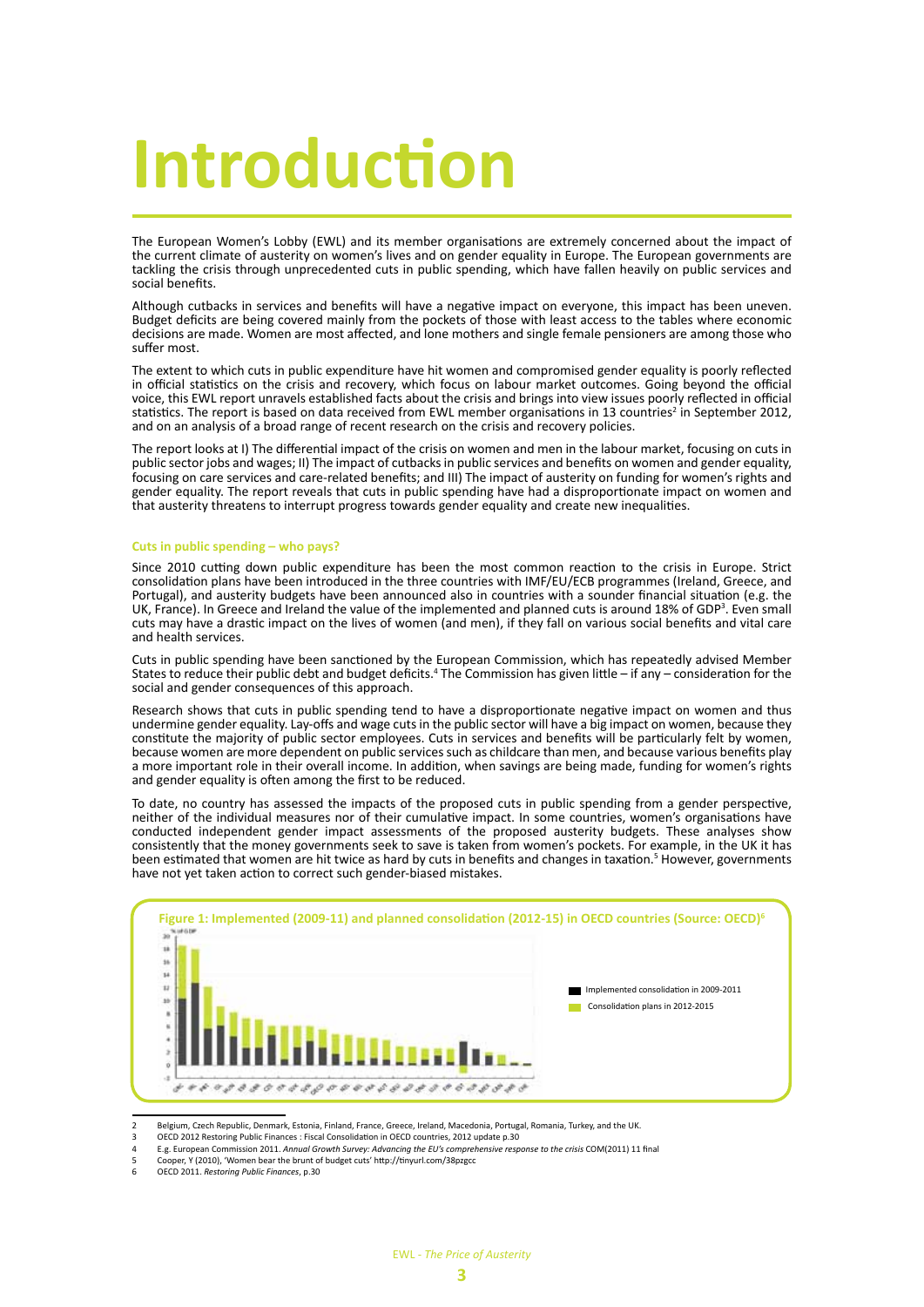# Introduction

The European Women's Lobby (EWL) and its member organisations are extremely concerned about the impact of the current climate of austerity on women's lives and on gender equality in Europe. The European governments are tackling the crisis through unprecedented cuts in public spending, which have fallen heavily on public services and social benefits.

Although cutbacks in services and benefits will have a negative impact on everyone, this impact has been uneven. Budget deficits are being covered mainly from the pockets of those with least access to the tables where economic decisions are made. Women are most affected, and lone mothers and single female pensioners are among those who suffer most.

The extent to which cuts in public expenditure have hit women and compromised gender equality is poorly reflected in official statistics on the crisis and recovery, which focus on labour market outcomes. Going beyond the official voice, this EWL report unravels established facts about the crisis and brings into view issues poorly reflected in official statistics. The report is based on data received from EWL member organisations in 13 countries[2] in September 2012, and on an analysis of a broad range of recent research on the crisis and recovery policies.

The report looks at I) The differential impact of the crisis on women and men in the labour market, focusing on cuts in public sector jobs and wages; II) The impact of cutbacks in public services and benefits on women and gender equality, focusing on care services and care-related benefits; and III) The impact of austerity on funding for women's rights and gender equality. The report reveals that cuts in public spending have had a disproportionate impact on women and that austerity threatens to interrupt progress towards gender equality and create new inequalities.

### Cuts in public spending – who pays?

Since 2010 cutting down public expenditure has been the most common reaction to the crisis in Europe. Strict consolidation plans have been introduced in the three countries with IMF/EU/ECB programmes (Ireland, Greece, and Portugal), and austerity budgets have been announced also in countries with a sounder financial situation (e.g. the UK, France). In Greece and Ireland the value of the implemented and planned cuts is around 18% of GDP[3]. Even small cuts may have a drastic impact on the lives of women (and men), if they fall on various social benefits and vital care and health services.

Cuts in public spending have been sanctioned by the European Commission, which has repeatedly advised Member States to reduce their public debt and budget deficits.[4] The Commission has given little – if any – consideration for the social and gender consequences of this approach.

Research shows that cuts in public spending tend to have a disproportionate negative impact on women and thus undermine gender equality. Lay-offs and wage cuts in the public sector will have a big impact on women, because they constitute the majority of public sector employees. Cuts in services and benefits will be particularly felt by women, because women are more dependent on public services such as childcare than men, and because various benefits play a more important role in their overall income. In addition, when savings are being made, funding for women's rights and gender equality is often among the first to be reduced.

To date, no country has assessed the impacts of the proposed cuts in public spending from a gender perspective, neither of the individual measures nor of their cumulative impact. In some countries, women's organisations have conducted independent gender impact assessments of the proposed austerity budgets. These analyses show consistently that the money governments seek to save is taken from women's pockets. For example, in the UK it has been estimated that women are hit twice as hard by cuts in benefits and changes in taxation.[5] However, governments have not yet taken action to correct such gender-biased mistakes.

**Figure 1: Implemented (2009-11) and planned consolidation (2012-15) in OECD countries (Source: OECD)[6]**

Legend: Implemented consolidation in 2009-2011; Consolidation plans in 2012-2015

---

2 Belgium, Czech Republic, Denmark, Estonia, Finland, France, Greece, Ireland, Macedonia, Portugal, Romania, Turkey, and the UK.

3 OECD 2012 Restoring Public Finances : Fiscal Consolidation in OECD countries, 2012 update p.30

4 E.g. European Commission 2011. *Annual Growth Survey: Advancing the EU's comprehensive response to the crisis* COM(2011) 11 final

5 Cooper, Y (2010), 'Women bear the brunt of budget cuts' http://tinyurl.com/38pzgcc

6 OECD 2011. *Restoring Public Finances*, p.30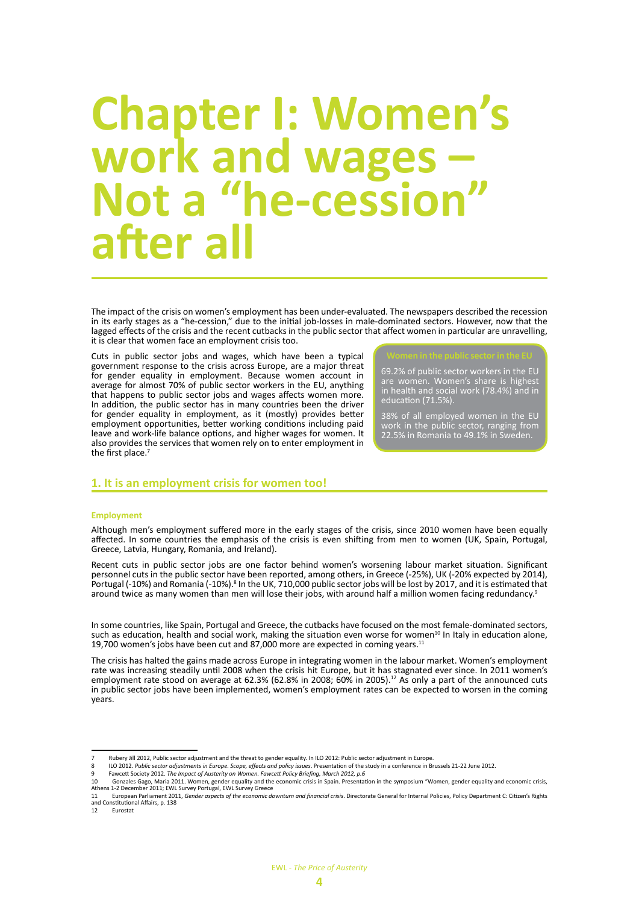# Chapter I: Women's work and wages – Not a "he-cession" after all

The impact of the crisis on women's employment has been under-evaluated. The newspapers described the recession in its early stages as a "he-cession," due to the initial job-losses in male-dominated sectors. However, now that the lagged effects of the crisis and the recent cutbacks in the public sector that affect women in particular are unravelling, it is clear that women face an employment crisis too.

Cuts in public sector jobs and wages, which have been a typical government response to the crisis across Europe, are a major threat for gender equality in employment. Because women account in average for almost 70% of public sector workers in the EU, anything that happens to public sector jobs and wages affects women more. In addition, the public sector has in many countries been the driver for gender equality in employment, as it (mostly) provides better employment opportunities, better working conditions including paid leave and work-life balance options, and higher wages for women. It also provides the services that women rely on to enter employment in the first place.[7]

**Women in the public sector in the EU**

69.2% of public sector workers in the EU are women. Women's share is highest in health and social work (78.4%) and in education (71.5%).

38% of all employed women in the EU work in the public sector, ranging from 22.5% in Romania to 49.1% in Sweden.

## 1. It is an employment crisis for women too!

### Employment

Although men's employment suffered more in the early stages of the crisis, since 2010 women have been equally affected. In some countries the emphasis of the crisis is even shifting from men to women (UK, Spain, Portugal, Greece, Latvia, Hungary, Romania, and Ireland).

Recent cuts in public sector jobs are one factor behind women's worsening labour market situation. Significant personnel cuts in the public sector have been reported, among others, in Greece (-25%), UK (-20% expected by 2014), Portugal (-10%) and Romania (-10%).[8] In the UK, 710,000 public sector jobs will be lost by 2017, and it is estimated that around twice as many women than men will lose their jobs, with around half a million women facing redundancy.[9]

In some countries, like Spain, Portugal and Greece, the cutbacks have focused on the most female-dominated sectors, such as education, health and social work, making the situation even worse for women[10] In Italy in education alone, 19,700 women's jobs have been cut and 87,000 more are expected in coming years.[11]

The crisis has halted the gains made across Europe in integrating women in the labour market. Women's employment rate was increasing steadily until 2008 when the crisis hit Europe, but it has stagnated ever since. In 2011 women's employment rate stood on average at 62.3% (62.8% in 2008; 60% in 2005).[12] As only a part of the announced cuts in public sector jobs have been implemented, women's employment rates can be expected to worsen in the coming years.

---

7 Rubery Jill 2012, Public sector adjustment and the threat to gender equality. In ILO 2012: Public sector adjustment in Europe.

8 ILO 2012. *Public sector adjustments in Europe. Scope, effects and policy issues.* Presentation of the study in a conference in Brussels 21-22 June 2012.

9 Fawcett Society 2012. *The Impact of Austerity on Women. Fawcett Policy Briefing, March 2012, p.6*

10 Gonzales Gago, Maria 2011. Women, gender equality and the economic crisis in Spain. Presentation in the symposium "Women, gender equality and economic crisis, Athens 1-2 December 2011; EWL Survey Portugal, EWL Survey Greece

11 European Parliament 2011, *Gender aspects of the economic downturn and financial crisis*. Directorate General for Internal Policies, Policy Department C: Citizen's Rights and Constitutional Affairs, p. 138

12 Eurostat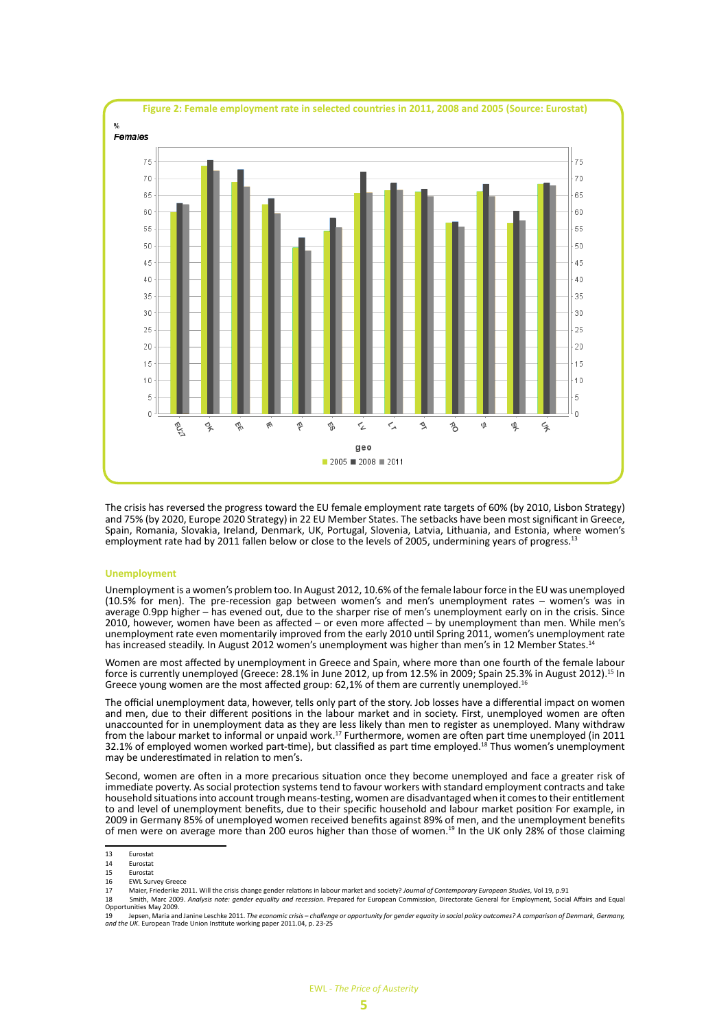**Figure 2: Female employment rate in selected countries in 2011, 2008 and 2005 (Source: Eurostat)**

The crisis has reversed the progress toward the EU female employment rate targets of 60% (by 2010, Lisbon Strategy) and 75% (by 2020, Europe 2020 Strategy) in 22 EU Member States. The setbacks have been most significant in Greece, Spain, Romania, Slovakia, Ireland, Denmark, UK, Portugal, Slovenia, Latvia, Lithuania, and Estonia, where women's employment rate had by 2011 fallen below or close to the levels of 2005, undermining years of progress.[13]

### Unemployment

Unemployment is a women's problem too. In August 2012, 10.6% of the female labour force in the EU was unemployed (10.5% for men). The pre-recession gap between women's and men's unemployment rates – women's was in average 0.9pp higher – has evened out, due to the sharper rise of men's unemployment early on in the crisis. Since 2010, however, women have been as affected – or even more affected – by unemployment than men. While men's unemployment rate even momentarily improved from the early 2010 until Spring 2011, women's unemployment rate has increased steadily. In August 2012 women's unemployment was higher than men's in 12 Member States.[14]

Women are most affected by unemployment in Greece and Spain, where more than one fourth of the female labour force is currently unemployed (Greece: 28.1% in June 2012, up from 12.5% in 2009; Spain 25.3% in August 2012).[15] In Greece young women are the most affected group: 62,1% of them are currently unemployed.[16]

The official unemployment data, however, tells only part of the story. Job losses have a differential impact on women and men, due to their different positions in the labour market and in society. First, unemployed women are often unaccounted for in unemployment data as they are less likely than men to register as unemployed. Many withdraw from the labour market to informal or unpaid work.[17] Furthermore, women are often part time unemployed (in 2011 32.1% of employed women worked part-time), but classified as part time employed.[18] Thus women's unemployment may be underestimated in relation to men's.

Second, women are often in a more precarious situation once they become unemployed and face a greater risk of immediate poverty. As social protection systems tend to favour workers with standard employment contracts and take household situations into account trough means-testing, women are disadvantaged when it comes to their entitlement to and level of unemployment benefits, due to their specific household and labour market position For example, in 2009 in Germany 85% of unemployed women received benefits against 89% of men, and the unemployment benefits of men were on average more than 200 euros higher than those of women.[19] In the UK only 28% of those claiming

---

13 Eurostat

14 Eurostat

15 Eurostat

16 EWL Survey Greece

17 Maier, Friederike 2011. Will the crisis change gender relations in labour market and society? *Journal of Contemporary European Studies*, Vol 19, p.91

18 Smith, Marc 2009. *Analysis note: gender equality and recession*. Prepared for European Commission, Directorate General for Employment, Social Affairs and Equal Opportunities May 2009.

19 Jepsen, Maria and Janine Leschke 2011. *The economic crisis – challenge or opportunity for gender equity in social policy outcomes? A comparison of Denmark, Germany, and the UK*. European Trade Union Institute working paper 2011.04, p. 23-25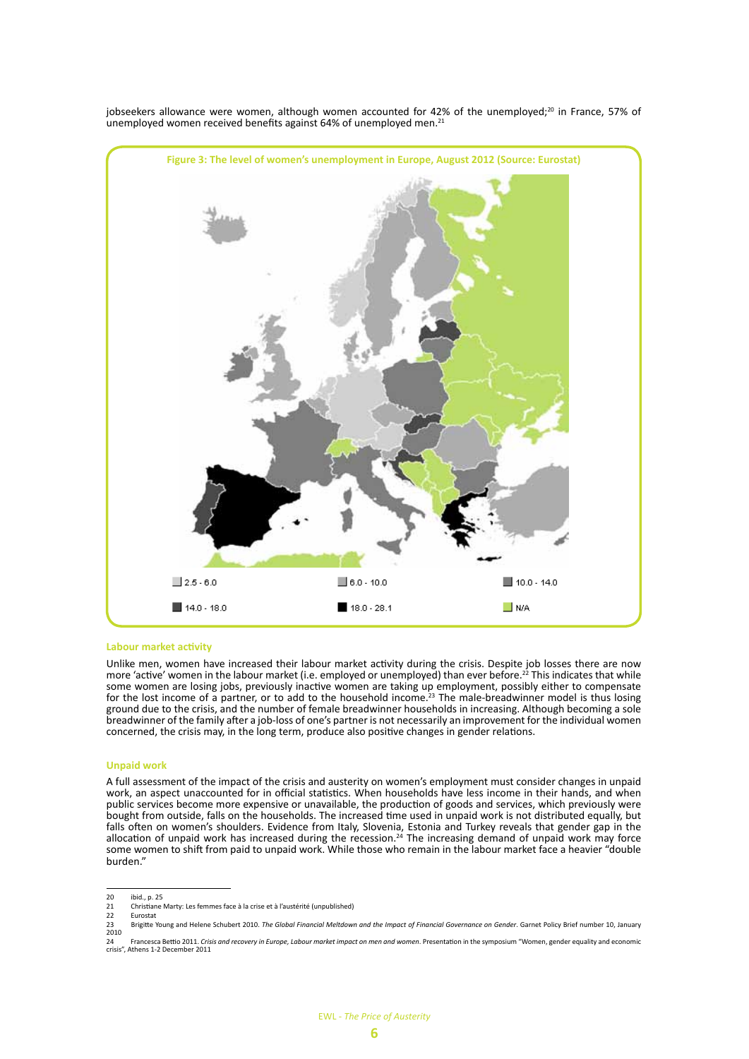jobseekers allowance were women, although women accounted for 42% of the unemployed;[20] in France, 57% of unemployed women received benefits against 64% of unemployed men.[21]

**Figure 3: The level of women's unemployment in Europe, August 2012 (Source: Eurostat)**

2.5 - 6.0 | 6.0 - 10.0 | 10.0 - 14.0 | 14.0 - 18.0 | 18.0 - 28.1 | N/A

### Labour market activity

Unlike men, women have increased their labour market activity during the crisis. Despite job losses there are now more 'active' women in the labour market (i.e. employed or unemployed) than ever before.[22] This indicates that while some women are losing jobs, previously inactive women are taking up employment, possibly either to compensate for the lost income of a partner, or to add to the household income.[23] The male-breadwinner model is thus losing ground due to the crisis, and the number of female breadwinner households in increasing. Although becoming a sole breadwinner of the family after a job-loss of one's partner is not necessarily an improvement for the individual women concerned, the crisis may, in the long term, produce also positive changes in gender relations.

### Unpaid work

A full assessment of the impact of the crisis and austerity on women's employment must consider changes in unpaid work, an aspect unaccounted for in official statistics. When households have less income in their hands, and when public services become more expensive or unavailable, the production of goods and services, which previously were bought from outside, falls on the households. The increased time used in unpaid work is not distributed equally, but falls often on women's shoulders. Evidence from Italy, Slovenia, Estonia and Turkey reveals that gender gap in the allocation of unpaid work has increased during the recession.[24] The increasing demand of unpaid work may force some women to shift from paid to unpaid work. While those who remain in the labour market face a heavier "double burden."

---

20 ibid., p. 25

21 Christiane Marty: Les femmes face à la crise et à l'austérité (unpublished)

22 Eurostat

23 Brigitte Young and Helene Schubert 2010. *The Global Financial Meltdown and the Impact of Financial Governance on Gender*. Garnet Policy Brief number 10, January 2010

24 Francesca Bettio 2011. *Crisis and recovery in Europe, Labour market impact on men and women*. Presentation in the symposium "Women, gender equality and economic crisis", Athens 1-2 December 2011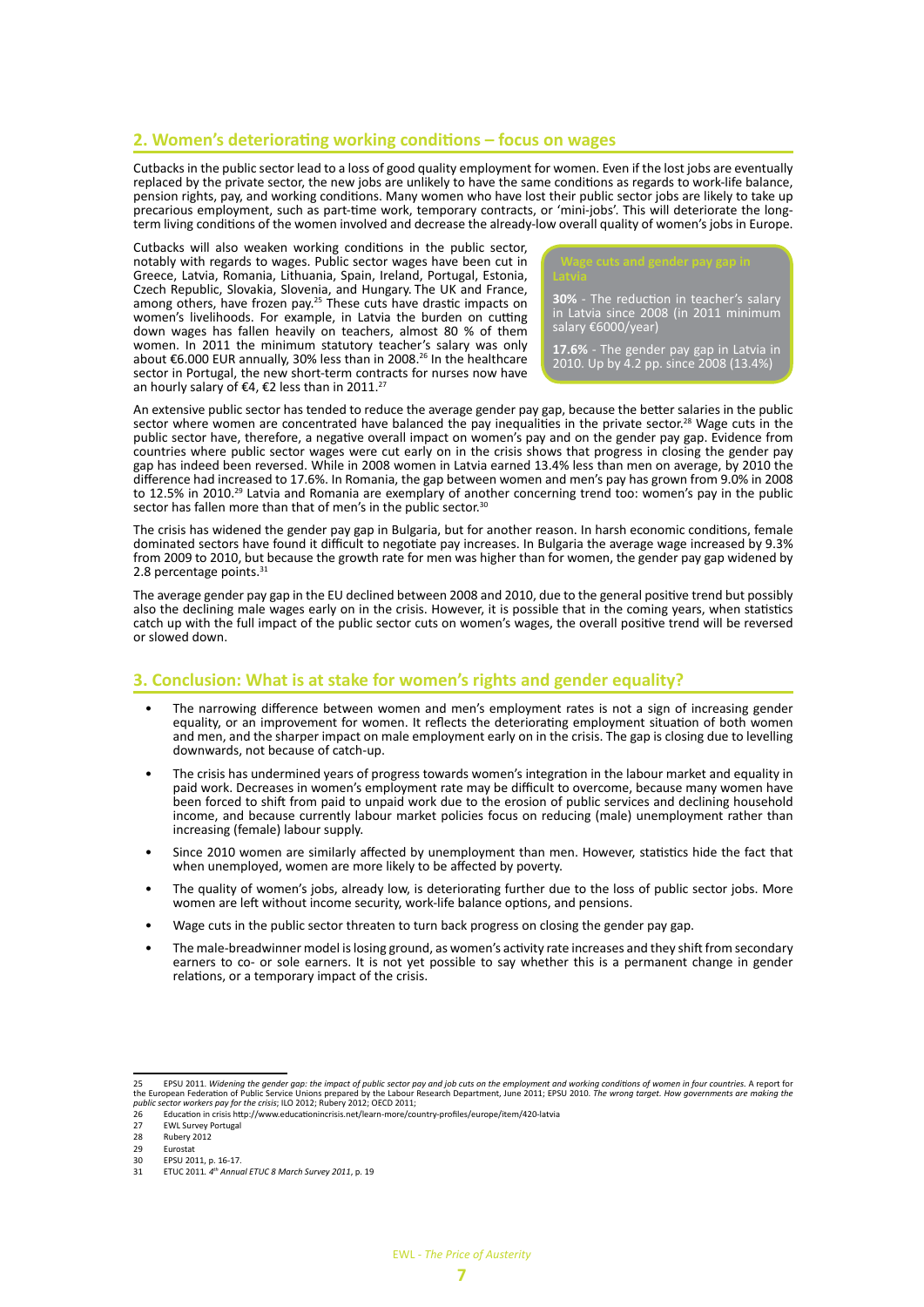## 2. Women's deteriorating working conditions – focus on wages

Cutbacks in the public sector lead to a loss of good quality employment for women. Even if the lost jobs are eventually replaced by the private sector, the new jobs are unlikely to have the same conditions as regards to work-life balance, pension rights, pay, and working conditions. Many women who have lost their public sector jobs are likely to take up precarious employment, such as part-time work, temporary contracts, or 'mini-jobs'. This will deteriorate the long-term living conditions of the women involved and decrease the already-low overall quality of women's jobs in Europe.

Cutbacks will also weaken working conditions in the public sector, notably with regards to wages. Public sector wages have been cut in Greece, Latvia, Romania, Lithuania, Spain, Ireland, Portugal, Estonia, Czech Republic, Slovakia, Slovenia, and Hungary. The UK and France, among others, have frozen pay.[25] These cuts have drastic impacts on women's livelihoods. For example, in Latvia the burden on cutting down wages has fallen heavily on teachers, almost 80 % of them women. In 2011 the minimum statutory teacher's salary was only about €6.000 EUR annually, 30% less than in 2008.[26] In the healthcare sector in Portugal, the new short-term contracts for nurses now have an hourly salary of €4, €2 less than in 2011.[27]

> **Wage cuts and gender pay gap in Latvia**
>
> **30%** - The reduction in teacher's salary in Latvia since 2008 (in 2011 minimum salary €6000/year)
>
> **17.6%** - The gender pay gap in Latvia in 2010. Up by 4.2 pp. since 2008 (13.4%)

An extensive public sector has tended to reduce the average gender pay gap, because the better salaries in the public sector where women are concentrated have balanced the pay inequalities in the private sector.[28] Wage cuts in the public sector have, therefore, a negative overall impact on women's pay and on the gender pay gap. Evidence from countries where public sector wages were cut early on in the crisis shows that progress in closing the gender pay gap has indeed been reversed. While in 2008 women in Latvia earned 13.4% less than men on average, by 2010 the difference had increased to 17.6%. In Romania, the gap between women and men's pay has grown from 9.0% in 2008 to 12.5% in 2010.[29] Latvia and Romania are exemplary of another concerning trend too: women's pay in the public sector has fallen more than that of men's in the public sector.[30]

The crisis has widened the gender pay gap in Bulgaria, but for another reason. In harsh economic conditions, female dominated sectors have found it difficult to negotiate pay increases. In Bulgaria the average wage increased by 9.3% from 2009 to 2010, but because the growth rate for men was higher than for women, the gender pay gap widened by 2.8 percentage points.[31]

The average gender pay gap in the EU declined between 2008 and 2010, due to the general positive trend but possibly also the declining male wages early on in the crisis. However, it is possible that in the coming years, when statistics catch up with the full impact of the public sector cuts on women's wages, the overall positive trend will be reversed or slowed down.

## 3. Conclusion: What is at stake for women's rights and gender equality?

- The narrowing difference between women and men's employment rates is not a sign of increasing gender equality, or an improvement for women. It reflects the deteriorating employment situation of both women and men, and the sharper impact on male employment early on in the crisis. The gap is closing due to levelling downwards, not because of catch-up.
- The crisis has undermined years of progress towards women's integration in the labour market and equality in paid work. Decreases in women's employment rate may be difficult to overcome, because many women have been forced to shift from paid to unpaid work due to the erosion of public services and declining household income, and because currently labour market policies focus on reducing (male) unemployment rather than increasing (female) labour supply.
- Since 2010 women are similarly affected by unemployment than men. However, statistics hide the fact that when unemployed, women are more likely to be affected by poverty.
- The quality of women's jobs, already low, is deteriorating further due to the loss of public sector jobs. More women are left without income security, work-life balance options, and pensions.
- Wage cuts in the public sector threaten to turn back progress on closing the gender pay gap.
- The male-breadwinner model is losing ground, as women's activity rate increases and they shift from secondary earners to co- or sole earners. It is not yet possible to say whether this is a permanent change in gender relations, or a temporary impact of the crisis.

---

25 EPSU 2011. *Widening the gender gap: the impact of public sector pay and job cuts on the employment and working conditions of women in four countries*. A report for the European Federation of Public Service Unions prepared by the Labour Research Department, June 2011; EPSU 2010. *The wrong target. How governments are making the public sector workers pay for the crisis*; ILO 2012; Rubery 2012; OECD 2011;

26 Education in crisis http://www.educationincrisis.net/learn-more/country-profiles/europe/item/420-latvia

27 EWL Survey Portugal

28 Rubery 2012

29 Eurostat

30 EPSU 2011, p. 16-17.

31 ETUC 2011. *4th Annual ETUC 8 March Survey 2011*, p. 19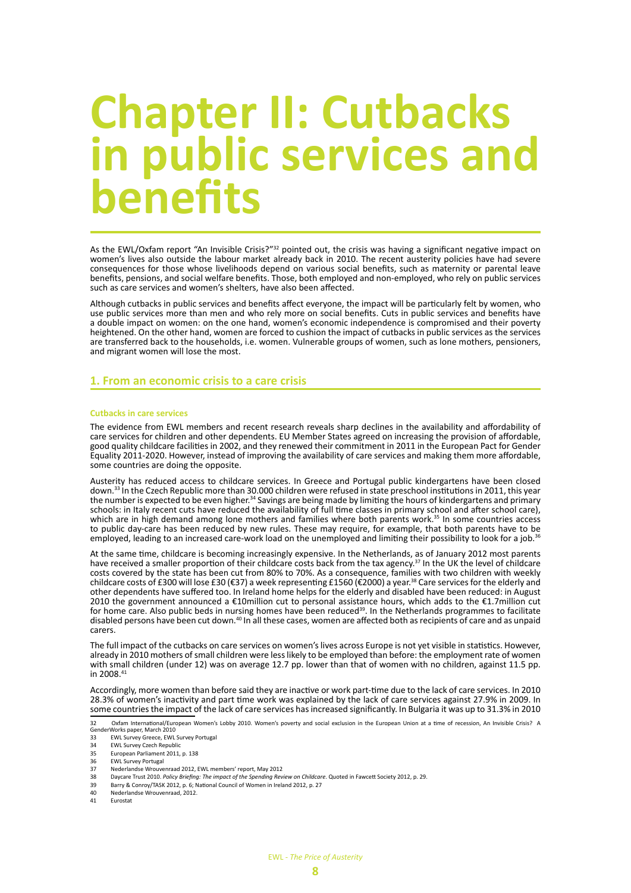# Chapter II: Cutbacks in public services and benefits

As the EWL/Oxfam report "An Invisible Crisis?"[32] pointed out, the crisis was having a significant negative impact on women's lives also outside the labour market already back in 2010. The recent austerity policies have had severe consequences for those whose livelihoods depend on various social benefits, such as maternity or parental leave benefits, pensions, and social welfare benefits. Those, both employed and non-employed, who rely on public services such as care services and women's shelters, have also been affected.

Although cutbacks in public services and benefits affect everyone, the impact will be particularly felt by women, who use public services more than men and who rely more on social benefits. Cuts in public services and benefits have a double impact on women: on the one hand, women's economic independence is compromised and their poverty heightened. On the other hand, women are forced to cushion the impact of cutbacks in public services as the services are transferred back to the households, i.e. women. Vulnerable groups of women, such as lone mothers, pensioners, and migrant women will lose the most.

## 1. From an economic crisis to a care crisis

### Cutbacks in care services

The evidence from EWL members and recent research reveals sharp declines in the availability and affordability of care services for children and other dependents. EU Member States agreed on increasing the provision of affordable, good quality childcare facilities in 2002, and they renewed their commitment in 2011 in the European Pact for Gender Equality 2011-2020. However, instead of improving the availability of care services and making them more affordable, some countries are doing the opposite.

Austerity has reduced access to childcare services. In Greece and Portugal public kindergartens have been closed down.[33] In the Czech Republic more than 30.000 children were refused in state preschool institutions in 2011, this year the number is expected to be even higher.[34] Savings are being made by limiting the hours of kindergartens and primary schools: in Italy recent cuts have reduced the availability of full time classes in primary school and after school care), which are in high demand among lone mothers and families where both parents work.[35] In some countries access to public day-care has been reduced by new rules. These may require, for example, that both parents have to be employed, leading to an increased care-work load on the unemployed and limiting their possibility to look for a job.[36]

At the same time, childcare is becoming increasingly expensive. In the Netherlands, as of January 2012 most parents have received a smaller proportion of their childcare costs back from the tax agency.[37] In the UK the level of childcare costs covered by the state has been cut from 80% to 70%. As a consequence, families with two children with weekly childcare costs of £300 will lose £30 (€37) a week representing £1560 (€2000) a year.[38] Care services for the elderly and other dependents have suffered too. In Ireland home helps for the elderly and disabled have been reduced: in August 2010 the government announced a €10million cut to personal assistance hours, which adds to the €1.7million cut for home care. Also public beds in nursing homes have been reduced[39]. In the Netherlands programmes to facilitate disabled persons have been cut down.[40] In all these cases, women are affected both as recipients of care and as unpaid carers.

The full impact of the cutbacks on care services on women's lives across Europe is not yet visible in statistics. However, already in 2010 mothers of small children were less likely to be employed than before: the employment rate of women with small children (under 12) was on average 12.7 pp. lower than that of women with no children, against 11.5 pp. in 2008.[41]

Accordingly, more women than before said they are inactive or work part-time due to the lack of care services. In 2010 28.3% of women's inactivity and part time work was explained by the lack of care services against 27.9% in 2009. In some countries the impact of the lack of care services has increased significantly. In Bulgaria it was up to 31.3% in 2010

32 Oxfam International/European Women's Lobby 2010. Women's poverty and social exclusion in the European Union at a time of recession, An Invisible Crisis? A GenderWorks paper, March 2010
33 EWL Survey Greece, EWL Survey Portugal
34 EWL Survey Czech Republic
35 European Parliament 2011, p. 138
36 EWL Survey Portugal
37 Nederlandse Wrouwenraad 2012, EWL members' report, May 2012
38 Daycare Trust 2010. *Policy Briefing: The impact of the Spending Review on Childcare*. Quoted in Fawcett Society 2012, p. 29.
39 Barry & Conroy/TASK 2012, p. 6; National Council of Women in Ireland 2012, p. 27
40 Nederlandse Wrouwenraad, 2012.
41 Eurostat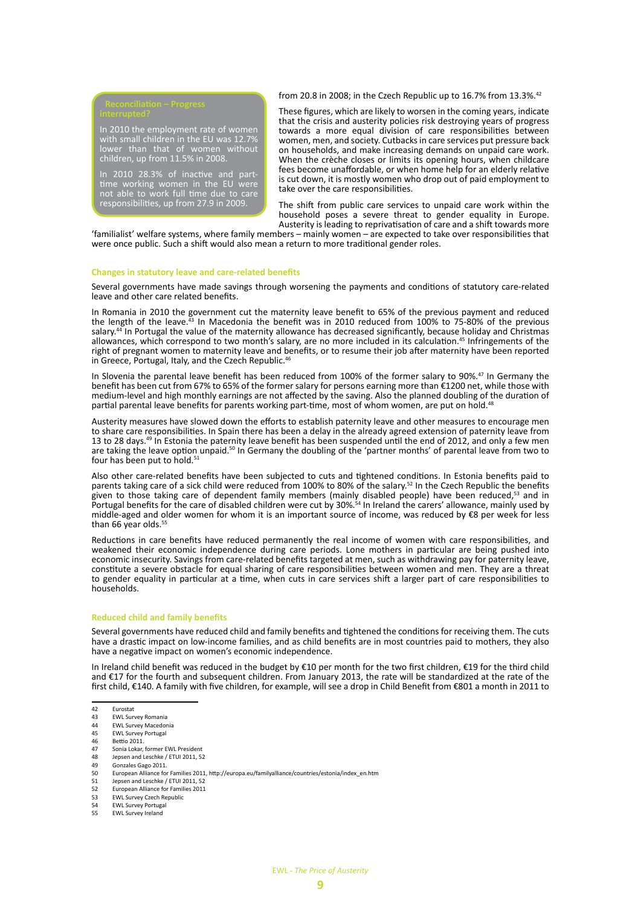> **Reconciliation – Progress interrupted?**
>
> In 2010 the employment rate of women with small children in the EU was 12.7% lower than that of women without children, up from 11.5% in 2008.
>
> In 2010 28.3% of inactive and part-time working women in the EU were not able to work full time due to care responsibilities, up from 27.9 in 2009.

from 20.8 in 2008; in the Czech Republic up to 16.7% from 13.3%.[42]

These figures, which are likely to worsen in the coming years, indicate that the crisis and austerity policies risk destroying years of progress towards a more equal division of care responsibilities between women, men, and society. Cutbacks in care services put pressure back on households, and make increasing demands on unpaid care work. When the crèche closes or limits its opening hours, when childcare fees become unaffordable, or when home help for an elderly relative is cut down, it is mostly women who drop out of paid employment to take over the care responsibilities.

The shift from public care services to unpaid care work within the household poses a severe threat to gender equality in Europe. Austerity is leading to reprivatisation of care and a shift towards more 'familialist' welfare systems, where family members – mainly women – are expected to take over responsibilities that were once public. Such a shift would also mean a return to more traditional gender roles.

### Changes in statutory leave and care-related benefits

Several governments have made savings through worsening the payments and conditions of statutory care-related leave and other care related benefits.

In Romania in 2010 the government cut the maternity leave benefit to 65% of the previous payment and reduced the length of the leave.[43] In Macedonia the benefit was in 2010 reduced from 100% to 75-80% of the previous salary.[44] In Portugal the value of the maternity allowance has decreased significantly, because holiday and Christmas allowances, which correspond to two month's salary, are no more included in its calculation.[45] Infringements of the right of pregnant women to maternity leave and benefits, or to resume their job after maternity have been reported in Greece, Portugal, Italy, and the Czech Republic.[46]

In Slovenia the parental leave benefit has been reduced from 100% of the former salary to 90%.[47] In Germany the benefit has been cut from 67% to 65% of the former salary for persons earning more than €1200 net, while those with medium-level and high monthly earnings are not affected by the saving. Also the planned doubling of the duration of partial parental leave benefits for parents working part-time, most of whom women, are put on hold.[48]

Austerity measures have slowed down the efforts to establish paternity leave and other measures to encourage men to share care responsibilities. In Spain there has been a delay in the already agreed extension of paternity leave from 13 to 28 days.[49] In Estonia the paternity leave benefit has been suspended until the end of 2012, and only a few men are taking the leave option unpaid.[50] In Germany the doubling of the 'partner months' of parental leave from two to four has been put to hold.[51]

Also other care-related benefits have been subjected to cuts and tightened conditions. In Estonia benefits paid to parents taking care of a sick child were reduced from 100% to 80% of the salary.[52] In the Czech Republic the benefits given to those taking care of dependent family members (mainly disabled people) have been reduced,[53] and in Portugal benefits for the care of disabled children were cut by 30%.[54] In Ireland the carers' allowance, mainly used by middle-aged and older women for whom it is an important source of income, was reduced by €8 per week for less than 66 year olds.[55]

Reductions in care benefits have reduced permanently the real income of women with care responsibilities, and weakened their economic independence during care periods. Lone mothers in particular are being pushed into economic insecurity. Savings from care-related benefits targeted at men, such as withdrawing pay for paternity leave, constitute a severe obstacle for equal sharing of care responsibilities between women and men. They are a threat to gender equality in particular at a time, when cuts in care services shift a larger part of care responsibilities to households.

### Reduced child and family benefits

Several governments have reduced child and family benefits and tightened the conditions for receiving them. The cuts have a drastic impact on low-income families, and as child benefits are in most countries paid to mothers, they also have a negative impact on women's economic independence.

In Ireland child benefit was reduced in the budget by €10 per month for the two first children, €19 for the third child and €17 for the fourth and subsequent children. From January 2013, the rate will be standardized at the rate of the first child, €140. A family with five children, for example, will see a drop in Child Benefit from €801 a month in 2011 to

---

42 Eurostat
43 EWL Survey Romania
44 EWL Survey Macedonia
45 EWL Survey Portugal
46 Bettio 2011.
47 Sonia Lokar, former EWL President
48 Jepsen and Leschke / ETUI 2011, 52
49 Gonzales Gago 2011.
50 European Alliance for Families 2011, http://europa.eu/familyalliance/countries/estonia/index_en.htm
51 Jepsen and Leschke / ETUI 2011, 52
52 European Alliance for Families 2011
53 EWL Survey Czech Republic
54 EWL Survey Portugal
55 EWL Survey Ireland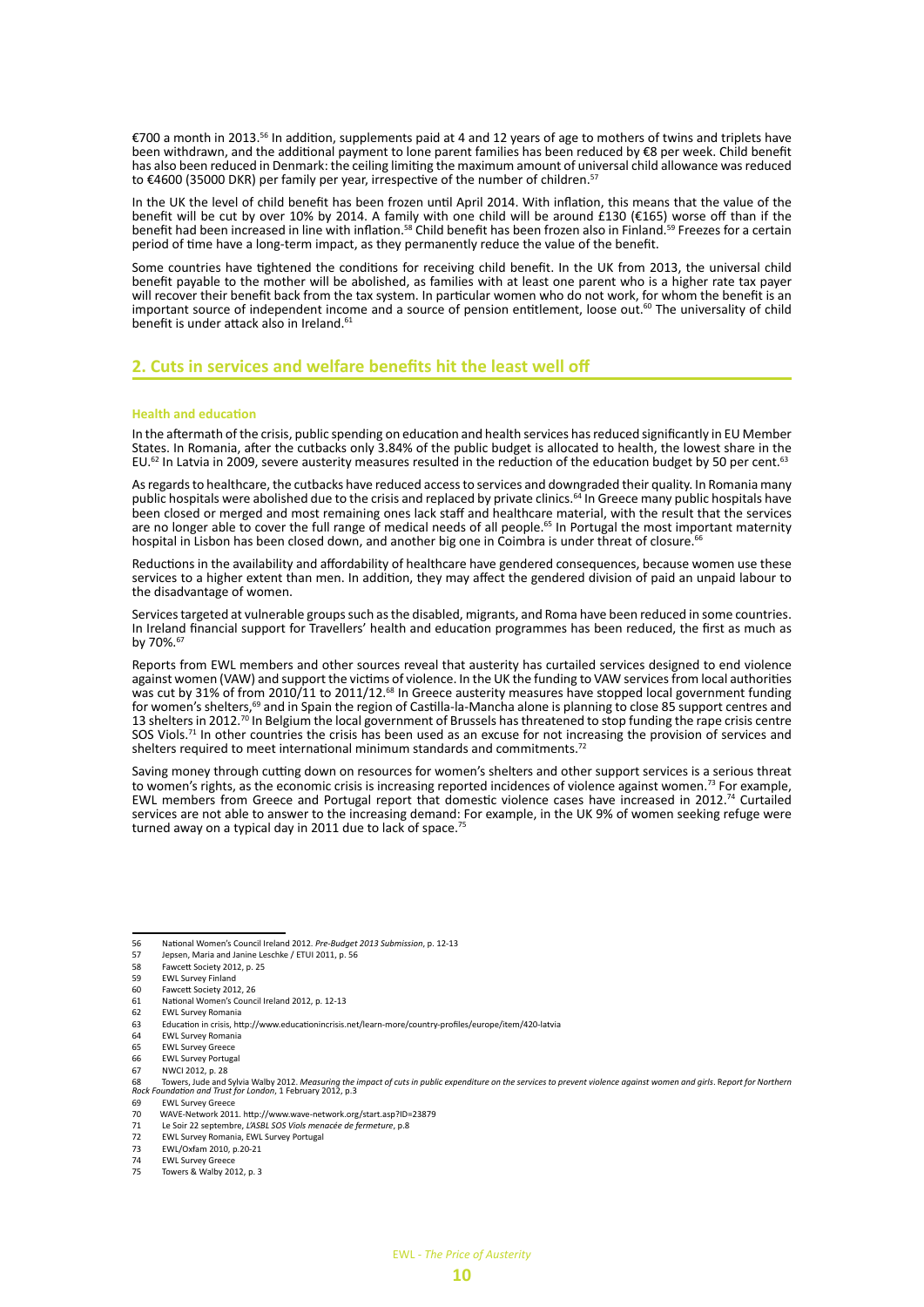€700 a month in 2013.[56] In addition, supplements paid at 4 and 12 years of age to mothers of twins and triplets have been withdrawn, and the additional payment to lone parent families has been reduced by €8 per week. Child benefit has also been reduced in Denmark: the ceiling limiting the maximum amount of universal child allowance was reduced to €4600 (35000 DKR) per family per year, irrespective of the number of children.[57]

In the UK the level of child benefit has been frozen until April 2014. With inflation, this means that the value of the benefit will be cut by over 10% by 2014. A family with one child will be around £130 (€165) worse off than if the benefit had been increased in line with inflation.[58] Child benefit has been frozen also in Finland.[59] Freezes for a certain period of time have a long-term impact, as they permanently reduce the value of the benefit.

Some countries have tightened the conditions for receiving child benefit. In the UK from 2013, the universal child benefit payable to the mother will be abolished, as families with at least one parent who is a higher rate tax payer will recover their benefit back from the tax system. In particular women who do not work, for whom the benefit is an important source of independent income and a source of pension entitlement, loose out.[60] The universality of child benefit is under attack also in Ireland.[61]

## 2. Cuts in services and welfare benefits hit the least well off

### Health and education

In the aftermath of the crisis, public spending on education and health services has reduced significantly in EU Member States. In Romania, after the cutbacks only 3.84% of the public budget is allocated to health, the lowest share in the EU.[62] In Latvia in 2009, severe austerity measures resulted in the reduction of the education budget by 50 per cent.[63]

As regards to healthcare, the cutbacks have reduced access to services and downgraded their quality. In Romania many public hospitals were abolished due to the crisis and replaced by private clinics.[64] In Greece many public hospitals have been closed or merged and most remaining ones lack staff and healthcare material, with the result that the services are no longer able to cover the full range of medical needs of all people.[65] In Portugal the most important maternity hospital in Lisbon has been closed down, and another big one in Coimbra is under threat of closure.[66]

Reductions in the availability and affordability of healthcare have gendered consequences, because women use these services to a higher extent than men. In addition, they may affect the gendered division of paid an unpaid labour to the disadvantage of women.

Services targeted at vulnerable groups such as the disabled, migrants, and Roma have been reduced in some countries. In Ireland financial support for Travellers' health and education programmes has been reduced, the first as much as by 70%.[67]

Reports from EWL members and other sources reveal that austerity has curtailed services designed to end violence against women (VAW) and support the victims of violence. In the UK the funding to VAW services from local authorities was cut by 31% of from 2010/11 to 2011/12.[68] In Greece austerity measures have stopped local government funding for women's shelters,[69] and in Spain the region of Castilla-la-Mancha alone is planning to close 85 support centres and 13 shelters in 2012.[70] In Belgium the local government of Brussels has threatened to stop funding the rape crisis centre SOS Viols.[71] In other countries the crisis has been used as an excuse for not increasing the provision of services and shelters required to meet international minimum standards and commitments.[72]

Saving money through cutting down on resources for women's shelters and other support services is a serious threat to women's rights, as the economic crisis is increasing reported incidences of violence against women.[73] For example, EWL members from Greece and Portugal report that domestic violence cases have increased in 2012.[74] Curtailed services are not able to answer to the increasing demand: For example, in the UK 9% of women seeking refuge were turned away on a typical day in 2011 due to lack of space.[75]

---

56 National Women's Council Ireland 2012. *Pre-Budget 2013 Submission*, p. 12-13
57 Jepsen, Maria and Janine Leschke / ETUI 2011, p. 56
58 Fawcett Society 2012, p. 25
59 EWL Survey Finland
60 Fawcett Society 2012, 26
61 National Women's Council Ireland 2012, p. 12-13
62 EWL Survey Romania
63 Education in crisis, http://www.educationincrisis.net/learn-more/country-profiles/europe/item/420-latvia
64 EWL Survey Romania
65 EWL Survey Greece
66 EWL Survey Portugal
67 NWCI 2012, p. 28
68 Towers, Jude and Sylvia Walby 2012. *Measuring the impact of cuts in public expenditure on the services to prevent violence against women and girls*. Report for *Northern Rock Foundation and Trust for London*, 1 February 2012, p.3
69 EWL Survey Greece
70 WAVE-Network 2011. http://www.wave-network.org/start.asp?ID=23879
71 Le Soir 22 septembre, *L'ASBL SOS Viols menacée de fermeture*, p.8
72 EWL Survey Romania, EWL Survey Portugal
73 EWL/Oxfam 2010, p.20-21
74 EWL Survey Greece
75 Towers & Walby 2012, p. 3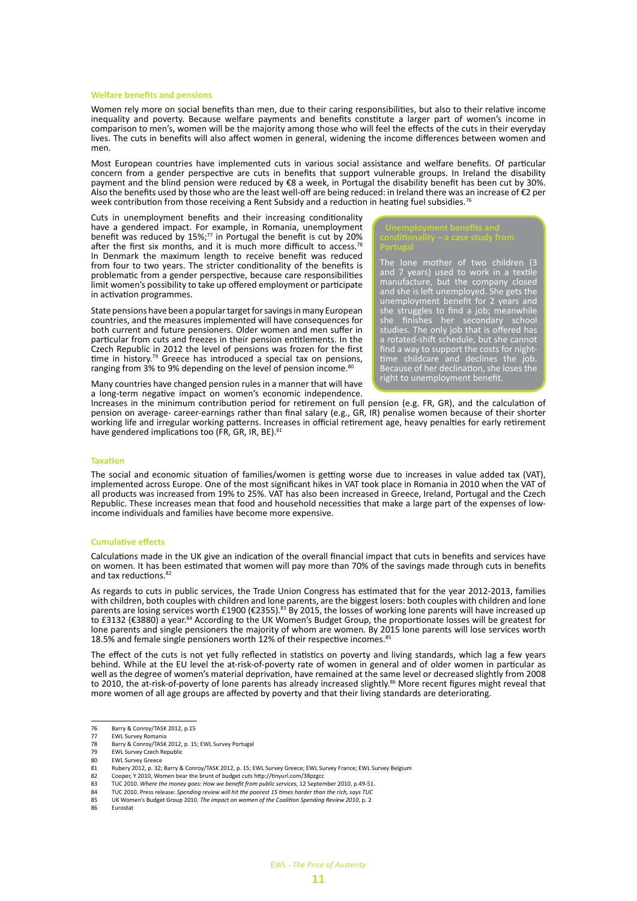### Welfare benefits and pensions

Women rely more on social benefits than men, due to their caring responsibilities, but also to their relative income inequality and poverty. Because welfare payments and benefits constitute a larger part of women's income in comparison to men's, women will be the majority among those who will feel the effects of the cuts in their everyday lives. The cuts in benefits will also affect women in general, widening the income differences between women and men.

Most European countries have implemented cuts in various social assistance and welfare benefits. Of particular concern from a gender perspective are cuts in benefits that support vulnerable groups. In Ireland the disability payment and the blind pension were reduced by €8 a week, in Portugal the disability benefit has been cut by 30%. Also the benefits used by those who are the least well-off are being reduced: in Ireland there was an increase of €2 per week contribution from those receiving a Rent Subsidy and a reduction in heating fuel subsidies.[76]

Cuts in unemployment benefits and their increasing conditionality have a gendered impact. For example, in Romania, unemployment benefit was reduced by 15%;[77] in Portugal the benefit is cut by 20% after the first six months, and it is much more difficult to access.[78] In Denmark the maximum length to receive benefit was reduced from four to two years. The stricter conditionality of the benefits is problematic from a gender perspective, because care responsibilities limit women's possibility to take up offered employment or participate in activation programmes.

State pensions have been a popular target for savings in many European countries, and the measures implemented will have consequences for both current and future pensioners. Older women and men suffer in particular from cuts and freezes in their pension entitlements. In the Czech Republic in 2012 the level of pensions was frozen for the first time in history.[79] Greece has introduced a special tax on pensions, ranging from 3% to 9% depending on the level of pension income.[80]

Many countries have changed pension rules in a manner that will have a long-term negative impact on women's economic independence. Increases in the minimum contribution period for retirement on full pension (e.g. FR, GR), and the calculation of pension on average- career-earnings rather than final salary (e.g., GR, IR) penalise women because of their shorter working life and irregular working patterns. Increases in official retirement age, heavy penalties for early retirement have gendered implications too (FR, GR, IR, BE).[81]

> **Unemployment benefits and conditionality – a case study from Portugal**
>
> The lone mother of two children (3 and 7 years) used to work in a textile manufacture, but the company closed and she is left unemployed. She gets the unemployment benefit for 2 years and she struggles to find a job; meanwhile she finishes her secondary school studies. The only job that is offered has a rotated-shift schedule, but she cannot find a way to support the costs for night-time childcare and declines the job. Because of her declination, she loses the right to unemployment benefit.

### Taxation

The social and economic situation of families/women is getting worse due to increases in value added tax (VAT), implemented across Europe. One of the most significant hikes in VAT took place in Romania in 2010 when the VAT of all products was increased from 19% to 25%. VAT has also been increased in Greece, Ireland, Portugal and the Czech Republic. These increases mean that food and household necessities that make a large part of the expenses of low-income individuals and families have become more expensive.

### Cumulative effects

Calculations made in the UK give an indication of the overall financial impact that cuts in benefits and services have on women. It has been estimated that women will pay more than 70% of the savings made through cuts in benefits and tax reductions.[82]

As regards to cuts in public services, the Trade Union Congress has estimated that for the year 2012-2013, families with children, both couples with children and lone parents, are the biggest losers: both couples with children and lone parents are losing services worth £1900 (€2355).[83] By 2015, the losses of working lone parents will have increased up to £3132 (€3880) a year.[84] According to the UK Women's Budget Group, the proportionate losses will be greatest for lone parents and single pensioners the majority of whom are women. By 2015 lone parents will lose services worth 18.5% and female single pensioners worth 12% of their respective incomes.[85]

The effect of the cuts is not yet fully reflected in statistics on poverty and living standards, which lag a few years behind. While at the EU level the at-risk-of-poverty rate of women in general and of older women in particular as well as the degree of women's material deprivation, have remained at the same level or decreased slightly from 2008 to 2010, the at-risk-of-poverty of lone parents has already increased slightly.[86] More recent figures might reveal that more women of all age groups are affected by poverty and that their living standards are deteriorating.

---

76 Barry & Conroy/TASK 2012, p.15
77 EWL Survey Romania
78 Barry & Conroy/TASK 2012, p. 15; EWL Survey Portugal
79 EWL Survey Czech Republic
80 EWL Survey Greece
81 Rubery 2012, p. 32; Barry & Conroy/TASK 2012, p. 15; EWL Survey Greece; EWL Survey France; EWL Survey Belgium
82 Cooper, Y 2010, Women bear the brunt of budget cuts http://tinyurl.com/38pzgcc
83 TUC 2010. *Where the money goes: How we benefit from public services,* 12 September 2010, p.49-51.
84 TUC 2010. Press release: *Spending review will hit the poorest 15 times harder than the rich, says TUC*
85 UK Women's Budget Group 2010. *The impact on women of the Coalition Spending Review 2010*, p. 2
86 Eurostat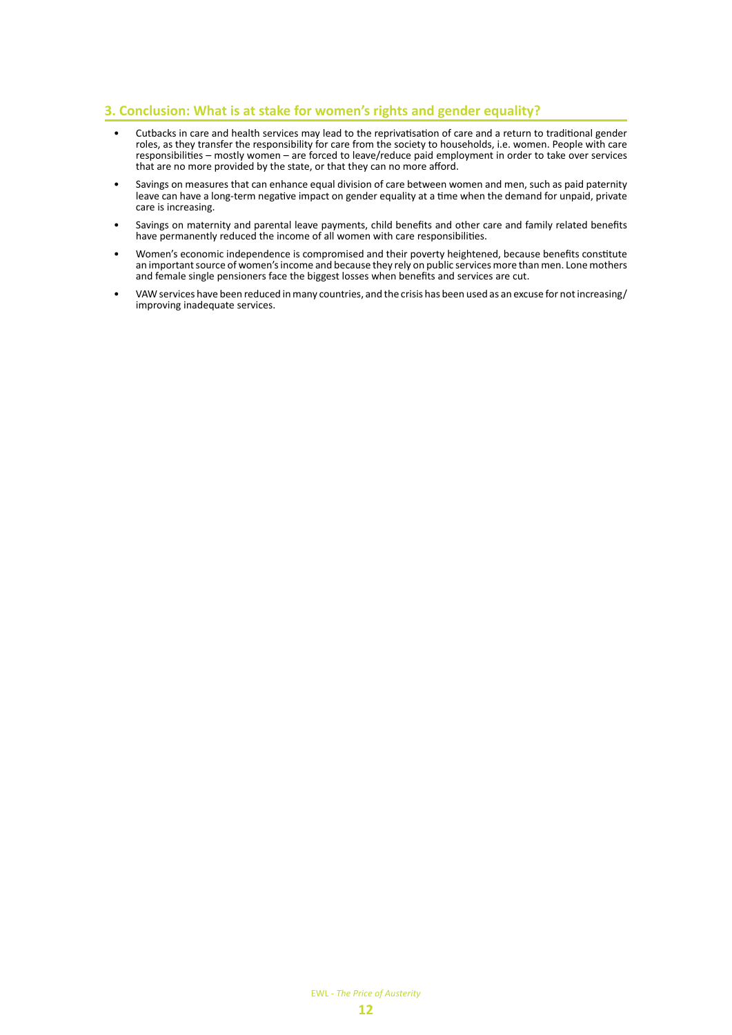## 3. Conclusion: What is at stake for women's rights and gender equality?

- Cutbacks in care and health services may lead to the reprivatisation of care and a return to traditional gender roles, as they transfer the responsibility for care from the society to households, i.e. women. People with care responsibilities – mostly women – are forced to leave/reduce paid employment in order to take over services that are no more provided by the state, or that they can no more afford.
- Savings on measures that can enhance equal division of care between women and men, such as paid paternity leave can have a long-term negative impact on gender equality at a time when the demand for unpaid, private care is increasing.
- Savings on maternity and parental leave payments, child benefits and other care and family related benefits have permanently reduced the income of all women with care responsibilities.
- Women's economic independence is compromised and their poverty heightened, because benefits constitute an important source of women's income and because they rely on public services more than men. Lone mothers and female single pensioners face the biggest losses when benefits and services are cut.
- VAW services have been reduced in many countries, and the crisis has been used as an excuse for not increasing/ improving inadequate services.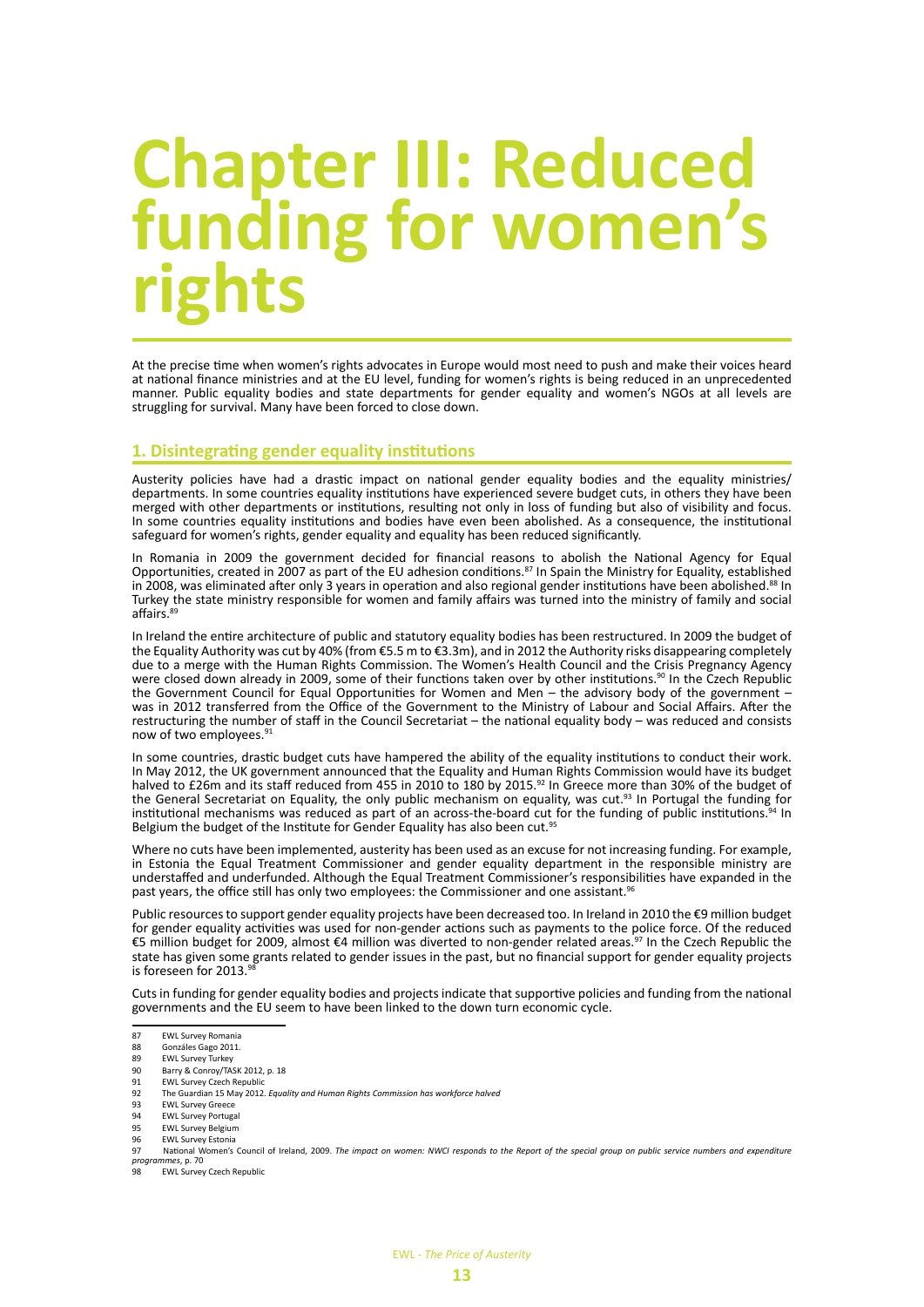# Chapter III: Reduced funding for women's rights

At the precise time when women's rights advocates in Europe would most need to push and make their voices heard at national finance ministries and at the EU level, funding for women's rights is being reduced in an unprecedented manner. Public equality bodies and state departments for gender equality and women's NGOs at all levels are struggling for survival. Many have been forced to close down.

## 1. Disintegrating gender equality institutions

Austerity policies have had a drastic impact on national gender equality bodies and the equality ministries/departments. In some countries equality institutions have experienced severe budget cuts, in others they have been merged with other departments or institutions, resulting not only in loss of funding but also of visibility and focus. In some countries equality institutions and bodies have even been abolished. As a consequence, the institutional safeguard for women's rights, gender equality and equality has been reduced significantly.

In Romania in 2009 the government decided for financial reasons to abolish the National Agency for Equal Opportunities, created in 2007 as part of the EU adhesion conditions.[87] In Spain the Ministry for Equality, established in 2008, was eliminated after only 3 years in operation and also regional gender institutions have been abolished.[88] In Turkey the state ministry responsible for women and family affairs was turned into the ministry of family and social affairs.[89]

In Ireland the entire architecture of public and statutory equality bodies has been restructured. In 2009 the budget of the Equality Authority was cut by 40% (from €5.5 m to €3.3m), and in 2012 the Authority risks disappearing completely due to a merge with the Human Rights Commission. The Women's Health Council and the Crisis Pregnancy Agency were closed down already in 2009, some of their functions taken over by other institutions.[90] In the Czech Republic the Government Council for Equal Opportunities for Women and Men – the advisory body of the government – was in 2012 transferred from the Office of the Government to the Ministry of Labour and Social Affairs. After the restructuring the number of staff in the Council Secretariat – the national equality body – was reduced and consists now of two employees.[91]

In some countries, drastic budget cuts have hampered the ability of the equality institutions to conduct their work. In May 2012, the UK government announced that the Equality and Human Rights Commission would have its budget halved to £26m and its staff reduced from 455 in 2010 to 180 by 2015.[92] In Greece more than 30% of the budget of the General Secretariat on Equality, the only public mechanism on equality, was cut.[93] In Portugal the funding for institutional mechanisms was reduced as part of an across-the-board cut for the funding of public institutions.[94] In Belgium the budget of the Institute for Gender Equality has also been cut.[95]

Where no cuts have been implemented, austerity has been used as an excuse for not increasing funding. For example, in Estonia the Equal Treatment Commissioner and gender equality department in the responsible ministry are understaffed and underfunded. Although the Equal Treatment Commissioner's responsibilities have expanded in the past years, the office still has only two employees: the Commissioner and one assistant.[96]

Public resources to support gender equality projects have been decreased too. In Ireland in 2010 the €9 million budget for gender equality activities was used for non-gender actions such as payments to the police force. Of the reduced €5 million budget for 2009, almost €4 million was diverted to non-gender related areas.[97] In the Czech Republic the state has given some grants related to gender issues in the past, but no financial support for gender equality projects is foreseen for 2013.[98]

Cuts in funding for gender equality bodies and projects indicate that supportive policies and funding from the national governments and the EU seem to have been linked to the down turn economic cycle.

---

87 EWL Survey Romania
88 Gonzáles Gago 2011.
89 EWL Survey Turkey
90 Barry & Conroy/TASK 2012, p. 18
91 EWL Survey Czech Republic
92 The Guardian 15 May 2012. *Equality and Human Rights Commission has workforce halved*
93 EWL Survey Greece
94 EWL Survey Portugal
95 EWL Survey Belgium
96 EWL Survey Estonia
97 National Women's Council of Ireland, 2009. *The impact on women: NWCI responds to the Report of the special group on public service numbers and expenditure programmes*, p. 70
98 EWL Survey Czech Republic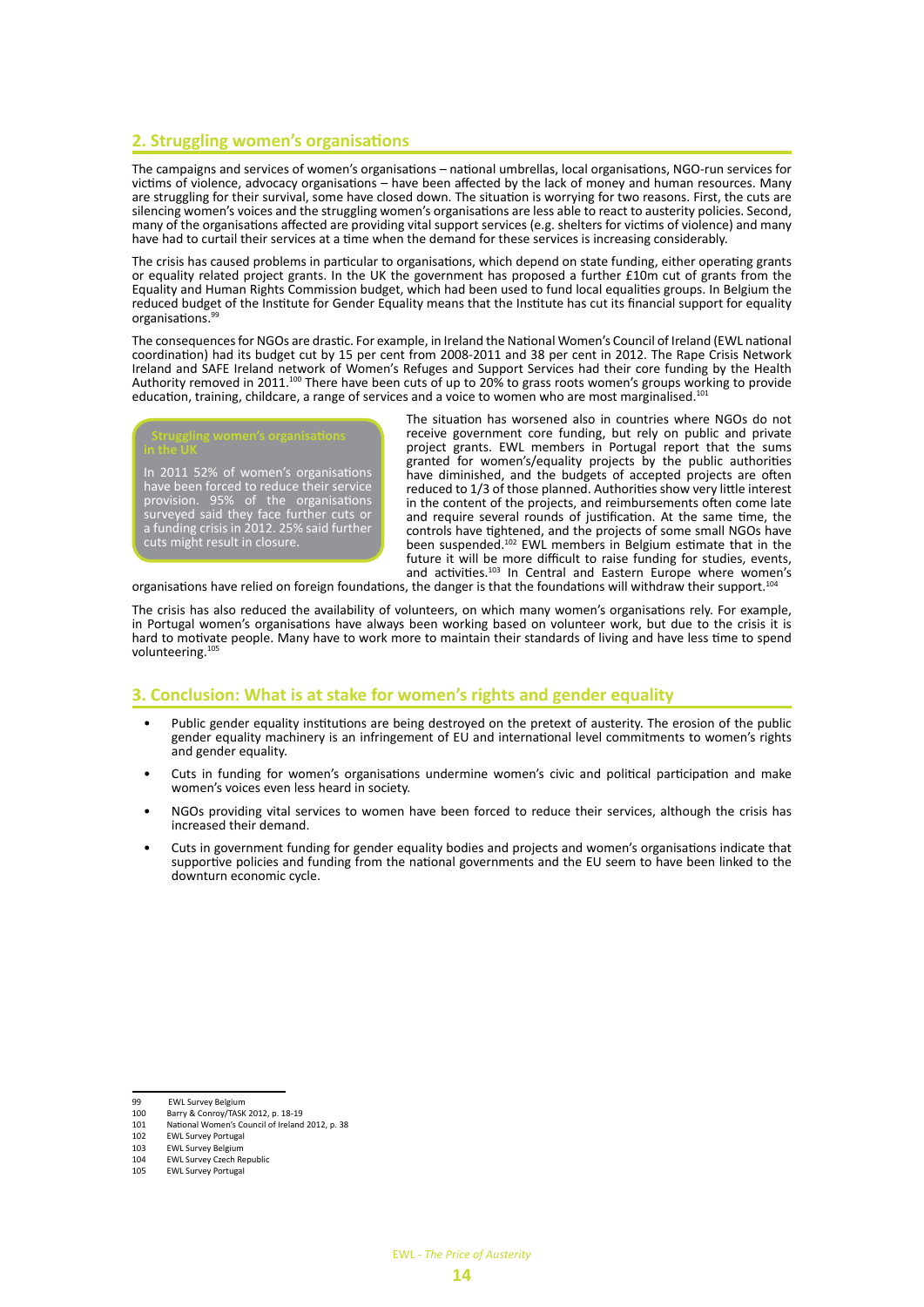## 2. Struggling women's organisations

The campaigns and services of women's organisations – national umbrellas, local organisations, NGO-run services for victims of violence, advocacy organisations – have been affected by the lack of money and human resources. Many are struggling for their survival, some have closed down. The situation is worrying for two reasons. First, the cuts are silencing women's voices and the struggling women's organisations are less able to react to austerity policies. Second, many of the organisations affected are providing vital support services (e.g. shelters for victims of violence) and many have had to curtail their services at a time when the demand for these services is increasing considerably.

The crisis has caused problems in particular to organisations, which depend on state funding, either operating grants or equality related project grants. In the UK the government has proposed a further £10m cut of grants from the Equality and Human Rights Commission budget, which had been used to fund local equalities groups. In Belgium the reduced budget of the Institute for Gender Equality means that the Institute has cut its financial support for equality organisations.[99]

The consequences for NGOs are drastic. For example, in Ireland the National Women's Council of Ireland (EWL national coordination) had its budget cut by 15 per cent from 2008-2011 and 38 per cent in 2012. The Rape Crisis Network Ireland and SAFE Ireland network of Women's Refuges and Support Services had their core funding by the Health Authority removed in 2011.[100] There have been cuts of up to 20% to grass roots women's groups working to provide education, training, childcare, a range of services and a voice to women who are most marginalised.[101]

**Struggling women's organisations in the UK**

In 2011 52% of women's organisations have been forced to reduce their service provision. 95% of the organisations surveyed said they face further cuts or a funding crisis in 2012. 25% said further cuts might result in closure.

The situation has worsened also in countries where NGOs do not receive government core funding, but rely on public and private project grants. EWL members in Portugal report that the sums granted for women's/equality projects by the public authorities have diminished, and the budgets of accepted projects are often reduced to 1/3 of those planned. Authorities show very little interest in the content of the projects, and reimbursements often come late and require several rounds of justification. At the same time, the controls have tightened, and the projects of some small NGOs have been suspended.[102] EWL members in Belgium estimate that in the future it will be more difficult to raise funding for studies, events, and activities.[103] In Central and Eastern Europe where women's organisations have relied on foreign foundations, the danger is that the foundations will withdraw their support.[104]

The crisis has also reduced the availability of volunteers, on which many women's organisations rely. For example, in Portugal women's organisations have always been working based on volunteer work, but due to the crisis it is hard to motivate people. Many have to work more to maintain their standards of living and have less time to spend volunteering.[105]

## 3. Conclusion: What is at stake for women's rights and gender equality

- Public gender equality institutions are being destroyed on the pretext of austerity. The erosion of the public gender equality machinery is an infringement of EU and international level commitments to women's rights and gender equality.
- Cuts in funding for women's organisations undermine women's civic and political participation and make women's voices even less heard in society.
- NGOs providing vital services to women have been forced to reduce their services, although the crisis has increased their demand.
- Cuts in government funding for gender equality bodies and projects and women's organisations indicate that supportive policies and funding from the national governments and the EU seem to have been linked to the downturn economic cycle.

---

99 EWL Survey Belgium
100 Barry & Conroy/TASK 2012, p. 18-19
101 National Women's Council of Ireland 2012, p. 38
102 EWL Survey Portugal
103 EWL Survey Belgium
104 EWL Survey Czech Republic
105 EWL Survey Portugal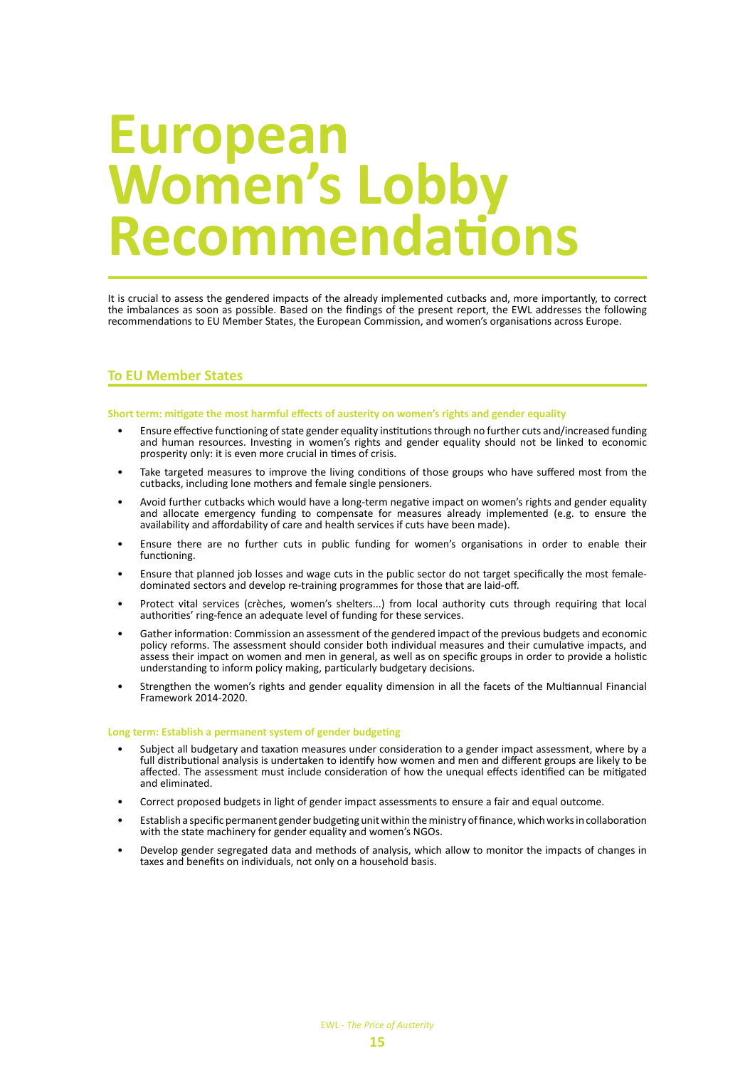# European Women's Lobby Recommendations

It is crucial to assess the gendered impacts of the already implemented cutbacks and, more importantly, to correct the imbalances as soon as possible. Based on the findings of the present report, the EWL addresses the following recommendations to EU Member States, the European Commission, and women's organisations across Europe.

## To EU Member States

### Short term: mitigate the most harmful effects of austerity on women's rights and gender equality

- Ensure effective functioning of state gender equality institutions through no further cuts and/increased funding and human resources. Investing in women's rights and gender equality should not be linked to economic prosperity only: it is even more crucial in times of crisis.
- Take targeted measures to improve the living conditions of those groups who have suffered most from the cutbacks, including lone mothers and female single pensioners.
- Avoid further cutbacks which would have a long-term negative impact on women's rights and gender equality and allocate emergency funding to compensate for measures already implemented (e.g. to ensure the availability and affordability of care and health services if cuts have been made).
- Ensure there are no further cuts in public funding for women's organisations in order to enable their functioning.
- Ensure that planned job losses and wage cuts in the public sector do not target specifically the most female-dominated sectors and develop re-training programmes for those that are laid-off.
- Protect vital services (crèches, women's shelters...) from local authority cuts through requiring that local authorities' ring-fence an adequate level of funding for these services.
- Gather information: Commission an assessment of the gendered impact of the previous budgets and economic policy reforms. The assessment should consider both individual measures and their cumulative impacts, and assess their impact on women and men in general, as well as on specific groups in order to provide a holistic understanding to inform policy making, particularly budgetary decisions.
- Strengthen the women's rights and gender equality dimension in all the facets of the Multiannual Financial Framework 2014-2020.

### Long term: Establish a permanent system of gender budgeting

- Subject all budgetary and taxation measures under consideration to a gender impact assessment, where by a full distributional analysis is undertaken to identify how women and men and different groups are likely to be affected. The assessment must include consideration of how the unequal effects identified can be mitigated and eliminated.
- Correct proposed budgets in light of gender impact assessments to ensure a fair and equal outcome.
- Establish a specific permanent gender budgeting unit within the ministry of finance, which works in collaboration with the state machinery for gender equality and women's NGOs.
- Develop gender segregated data and methods of analysis, which allow to monitor the impacts of changes in taxes and benefits on individuals, not only on a household basis.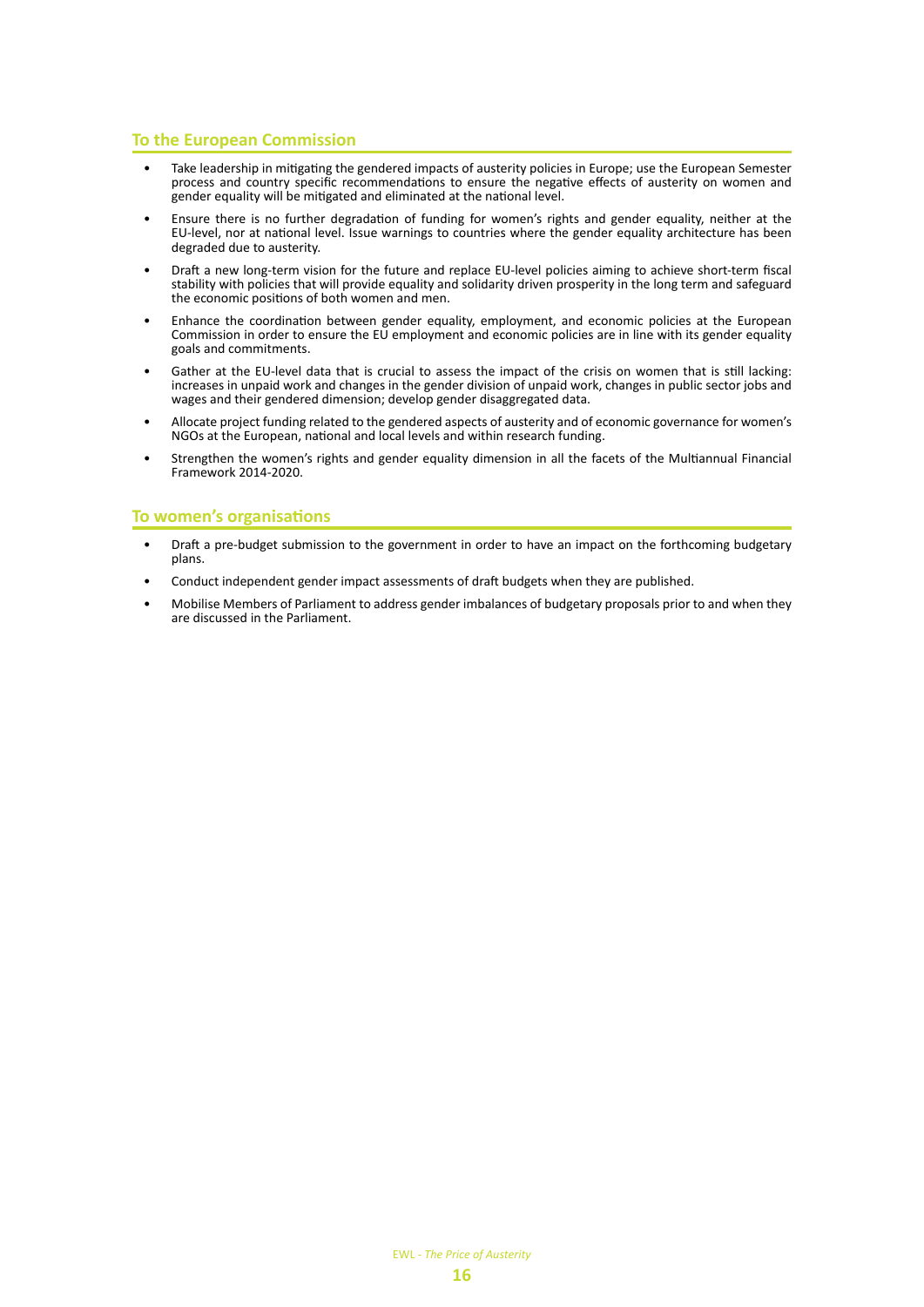## To the European Commission

- Take leadership in mitigating the gendered impacts of austerity policies in Europe; use the European Semester process and country specific recommendations to ensure the negative effects of austerity on women and gender equality will be mitigated and eliminated at the national level.
- Ensure there is no further degradation of funding for women's rights and gender equality, neither at the EU-level, nor at national level. Issue warnings to countries where the gender equality architecture has been degraded due to austerity.
- Draft a new long-term vision for the future and replace EU-level policies aiming to achieve short-term fiscal stability with policies that will provide equality and solidarity driven prosperity in the long term and safeguard the economic positions of both women and men.
- Enhance the coordination between gender equality, employment, and economic policies at the European Commission in order to ensure the EU employment and economic policies are in line with its gender equality goals and commitments.
- Gather at the EU-level data that is crucial to assess the impact of the crisis on women that is still lacking: increases in unpaid work and changes in the gender division of unpaid work, changes in public sector jobs and wages and their gendered dimension; develop gender disaggregated data.
- Allocate project funding related to the gendered aspects of austerity and of economic governance for women's NGOs at the European, national and local levels and within research funding.
- Strengthen the women's rights and gender equality dimension in all the facets of the Multiannual Financial Framework 2014-2020.

## To women's organisations

- Draft a pre-budget submission to the government in order to have an impact on the forthcoming budgetary plans.
- Conduct independent gender impact assessments of draft budgets when they are published.
- Mobilise Members of Parliament to address gender imbalances of budgetary proposals prior to and when they are discussed in the Parliament.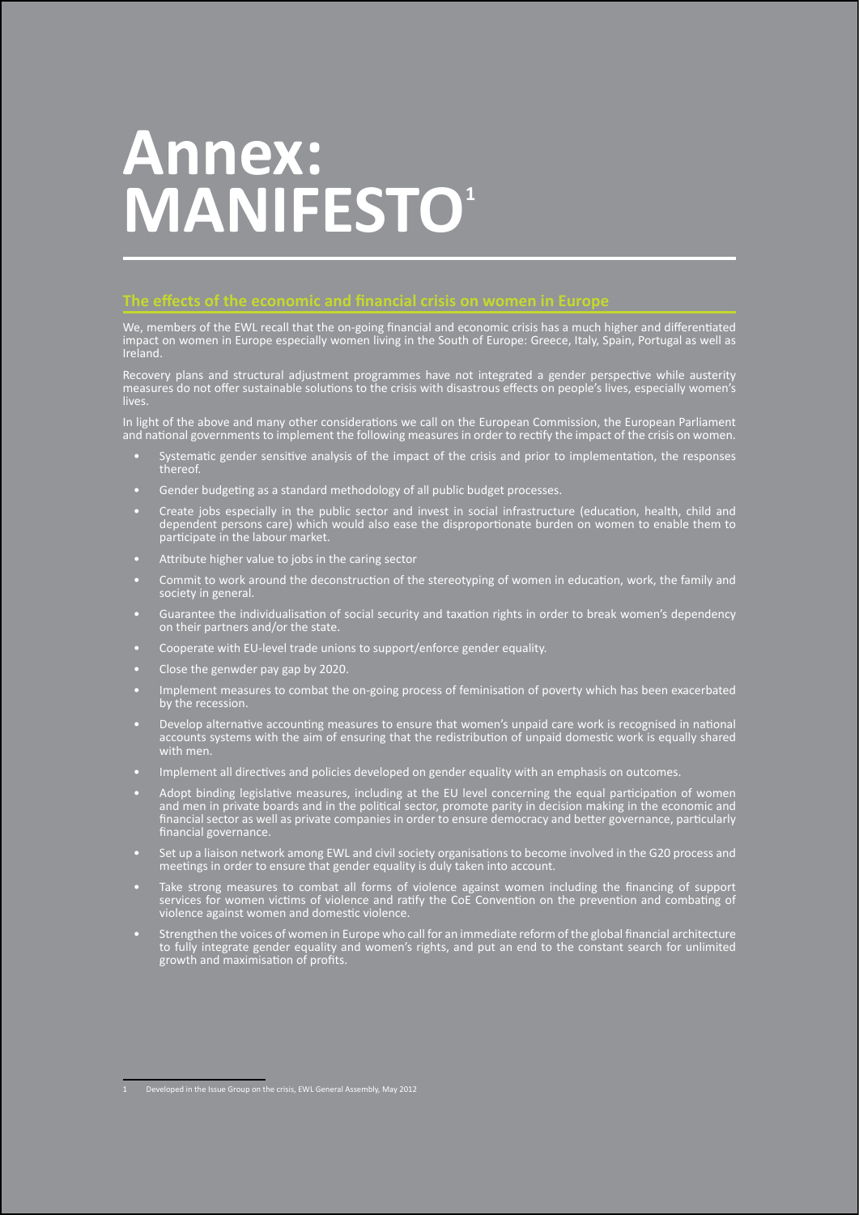# Annex: MANIFESTO[1]

## The effects of the economic and financial crisis on women in Europe

We, members of the EWL recall that the on-going financial and economic crisis has a much higher and differentiated impact on women in Europe especially women living in the South of Europe: Greece, Italy, Spain, Portugal as well as Ireland.

Recovery plans and structural adjustment programmes have not integrated a gender perspective while austerity measures do not offer sustainable solutions to the crisis with disastrous effects on people's lives, especially women's lives.

In light of the above and many other considerations we call on the European Commission, the European Parliament and national governments to implement the following measures in order to rectify the impact of the crisis on women.

- Systematic gender sensitive analysis of the impact of the crisis and prior to implementation, the responses thereof.
- Gender budgeting as a standard methodology of all public budget processes.
- Create jobs especially in the public sector and invest in social infrastructure (education, health, child and dependent persons care) which would also ease the disproportionate burden on women to enable them to participate in the labour market.
- Attribute higher value to jobs in the caring sector
- Commit to work around the deconstruction of the stereotyping of women in education, work, the family and society in general.
- Guarantee the individualisation of social security and taxation rights in order to break women's dependency on their partners and/or the state.
- Cooperate with EU-level trade unions to support/enforce gender equality.
- Close the genwder pay gap by 2020.
- Implement measures to combat the on-going process of feminisation of poverty which has been exacerbated by the recession.
- Develop alternative accounting measures to ensure that women's unpaid care work is recognised in national accounts systems with the aim of ensuring that the redistribution of unpaid domestic work is equally shared with men.
- Implement all directives and policies developed on gender equality with an emphasis on outcomes.
- Adopt binding legislative measures, including at the EU level concerning the equal participation of women and men in private boards and in the political sector, promote parity in decision making in the economic and financial sector as well as private companies in order to ensure democracy and better governance, particularly financial governance.
- Set up a liaison network among EWL and civil society organisations to become involved in the G20 process and meetings in order to ensure that gender equality is duly taken into account.
- Take strong measures to combat all forms of violence against women including the financing of support services for women victims of violence and ratify the CoE Convention on the prevention and combating of violence against women and domestic violence.
- Strengthen the voices of women in Europe who call for an immediate reform of the global financial architecture to fully integrate gender equality and women's rights, and put an end to the constant search for unlimited growth and maximisation of profits.

---

1 Developed in the Issue Group on the crisis, EWL General Assembly, May 2012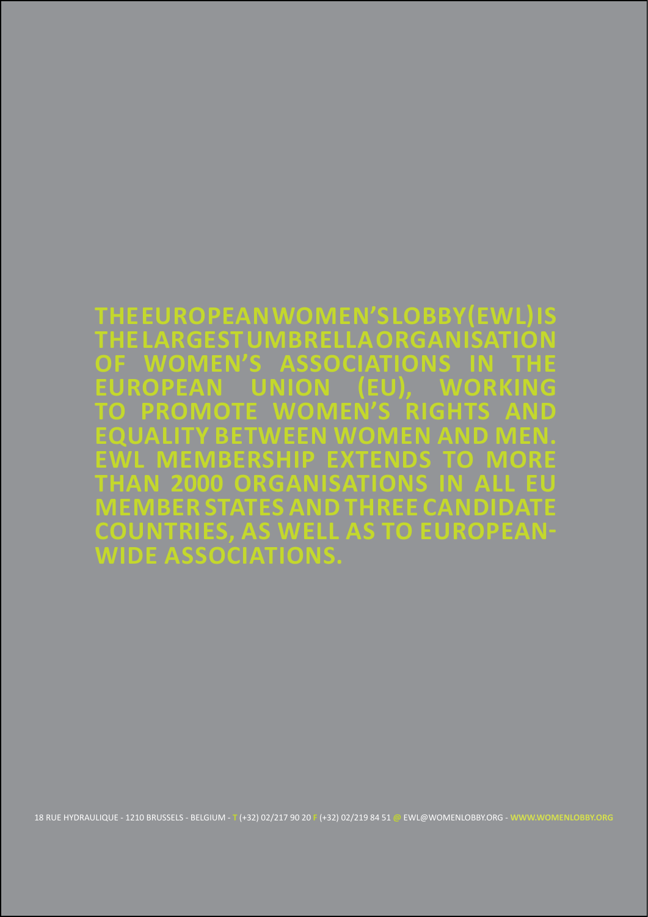**THE EUROPEAN WOMEN'S LOBBY (EWL) IS THE LARGEST UMBRELLA ORGANISATION OF WOMEN'S ASSOCIATIONS IN THE EUROPEAN UNION (EU), WORKING TO PROMOTE WOMEN'S RIGHTS AND EQUALITY BETWEEN WOMEN AND MEN. EWL MEMBERSHIP EXTENDS TO MORE THAN 2000 ORGANISATIONS IN ALL EU MEMBER STATES AND THREE CANDIDATE COUNTRIES, AS WELL AS TO EUROPEAN-WIDE ASSOCIATIONS.**

18 RUE HYDRAULIQUE - 1210 BRUSSELS - BELGIUM - T (+32) 02/217 90 20 F (+32) 02/219 84 51 @ EWL@WOMENLOBBY.ORG - WWW.WOMENLOBBY.ORG